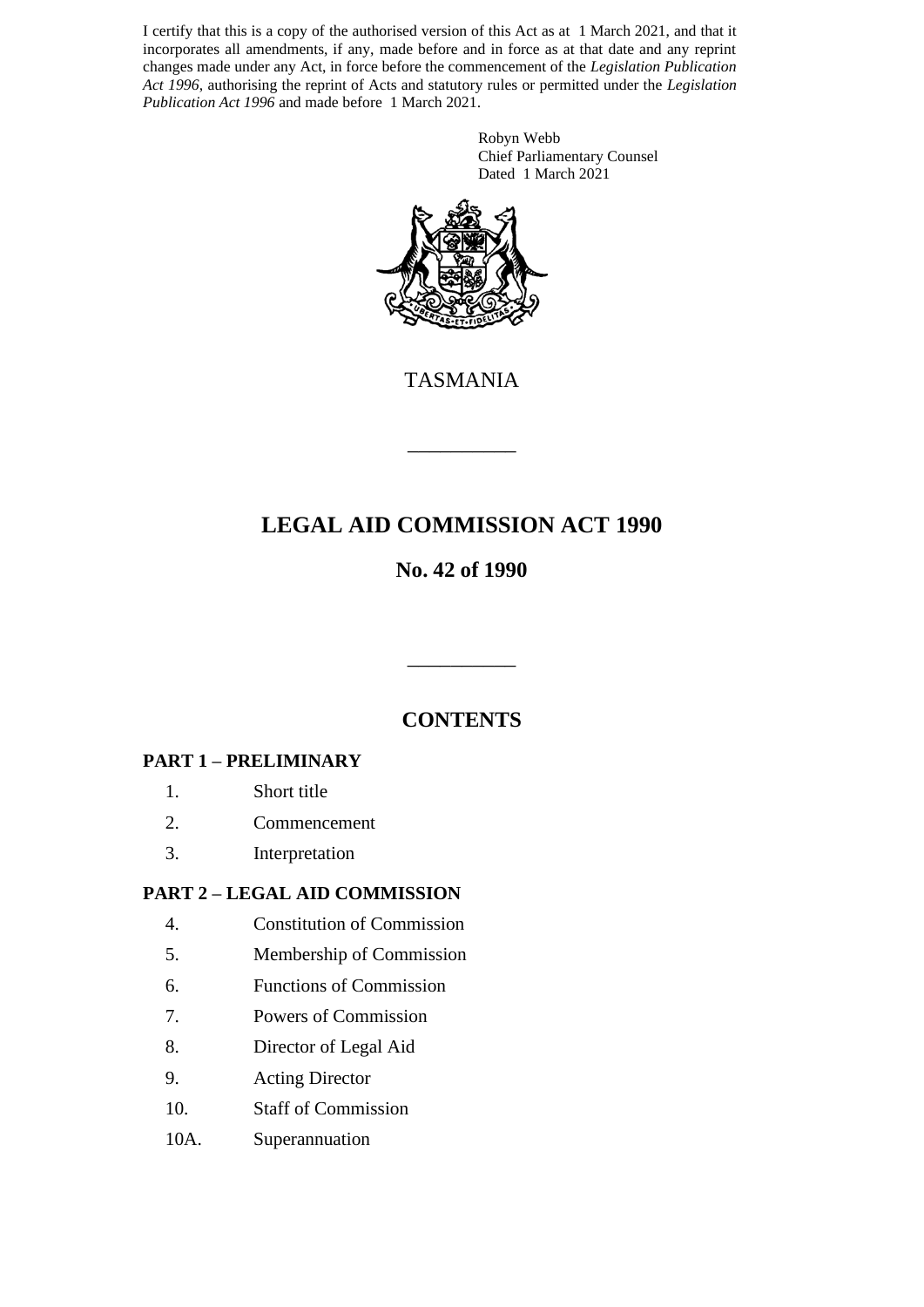I certify that this is a copy of the authorised version of this Act as at 1 March 2021, and that it incorporates all amendments, if any, made before and in force as at that date and any reprint changes made under any Act, in force before the commencement of the *Legislation Publication Act 1996*, authorising the reprint of Acts and statutory rules or permitted under the *Legislation Publication Act 1996* and made before 1 March 2021.

Robyn Webb
Chief Parliamentary Counsel
Dated 1 March 2021

TASMANIA

---

# LEGAL AID COMMISSION ACT 1990

## No. 42 of 1990

---

## CONTENTS

**PART 1 – PRELIMINARY**

1. Short title
2. Commencement
3. Interpretation

**PART 2 – LEGAL AID COMMISSION**

4. Constitution of Commission
5. Membership of Commission
6. Functions of Commission
7. Powers of Commission
8. Director of Legal Aid
9. Acting Director
10. Staff of Commission

10A. Superannuation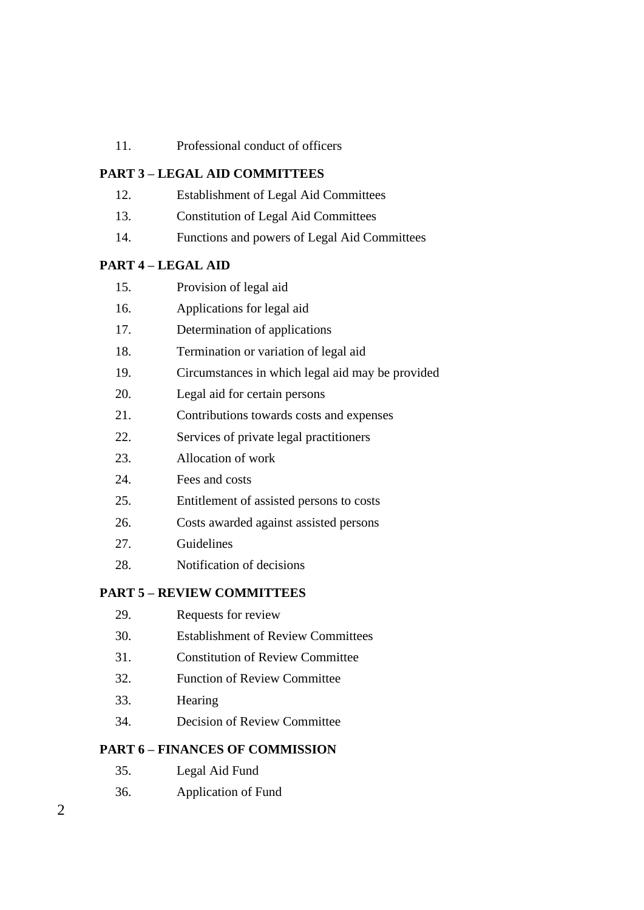11. Professional conduct of officers

**PART 3 – LEGAL AID COMMITTEES**

12. Establishment of Legal Aid Committees
13. Constitution of Legal Aid Committees
14. Functions and powers of Legal Aid Committees

**PART 4 – LEGAL AID**

15. Provision of legal aid
16. Applications for legal aid
17. Determination of applications
18. Termination or variation of legal aid
19. Circumstances in which legal aid may be provided
20. Legal aid for certain persons
21. Contributions towards costs and expenses
22. Services of private legal practitioners
23. Allocation of work
24. Fees and costs
25. Entitlement of assisted persons to costs
26. Costs awarded against assisted persons
27. Guidelines
28. Notification of decisions

**PART 5 – REVIEW COMMITTEES**

29. Requests for review
30. Establishment of Review Committees
31. Constitution of Review Committee
32. Function of Review Committee
33. Hearing
34. Decision of Review Committee

**PART 6 – FINANCES OF COMMISSION**

35. Legal Aid Fund
36. Application of Fund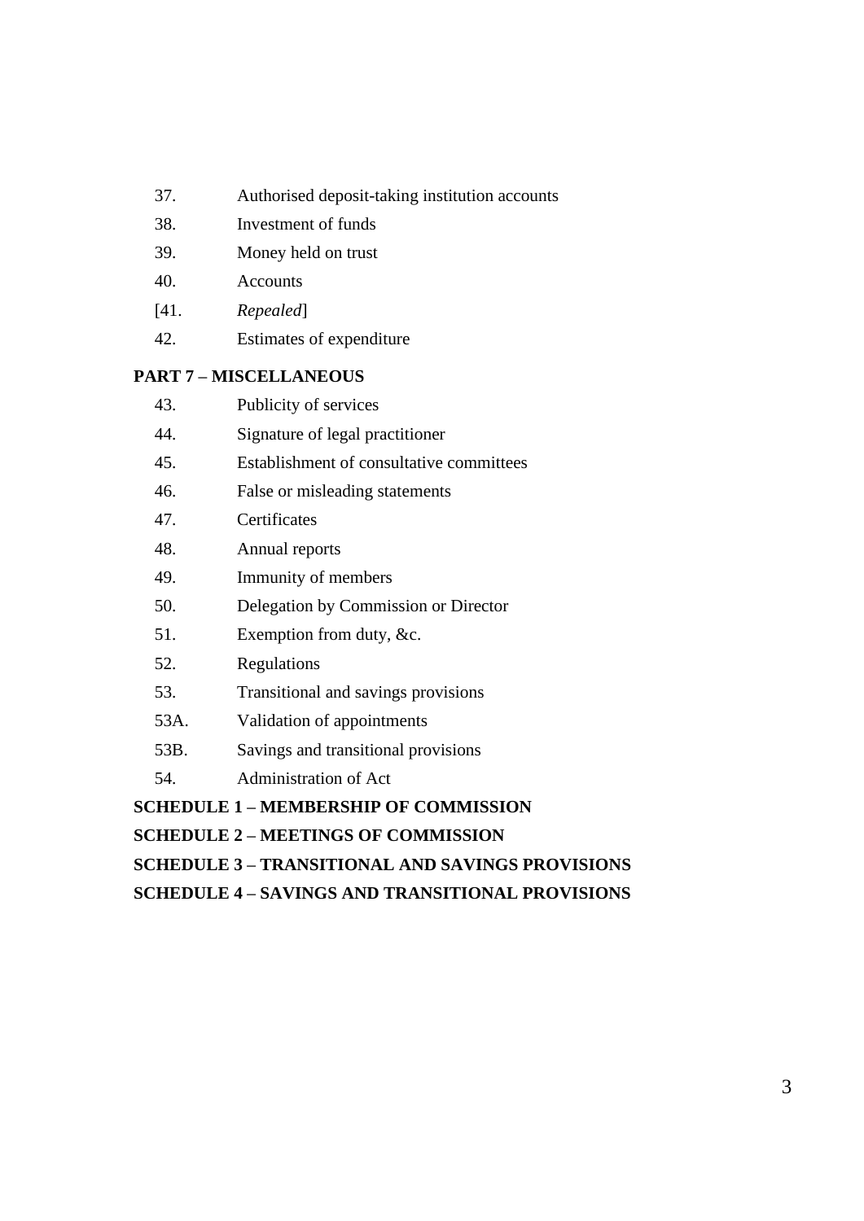37. Authorised deposit-taking institution accounts

38. Investment of funds

39. Money held on trust

40. Accounts

[41. *Repealed*]

42. Estimates of expenditure

**PART 7 – MISCELLANEOUS**

43. Publicity of services

44. Signature of legal practitioner

45. Establishment of consultative committees

46. False or misleading statements

47. Certificates

48. Annual reports

49. Immunity of members

50. Delegation by Commission or Director

51. Exemption from duty, &c.

52. Regulations

53. Transitional and savings provisions

53A. Validation of appointments

53B. Savings and transitional provisions

54. Administration of Act

**SCHEDULE 1 – MEMBERSHIP OF COMMISSION**

**SCHEDULE 2 – MEETINGS OF COMMISSION**

**SCHEDULE 3 – TRANSITIONAL AND SAVINGS PROVISIONS**

**SCHEDULE 4 – SAVINGS AND TRANSITIONAL PROVISIONS**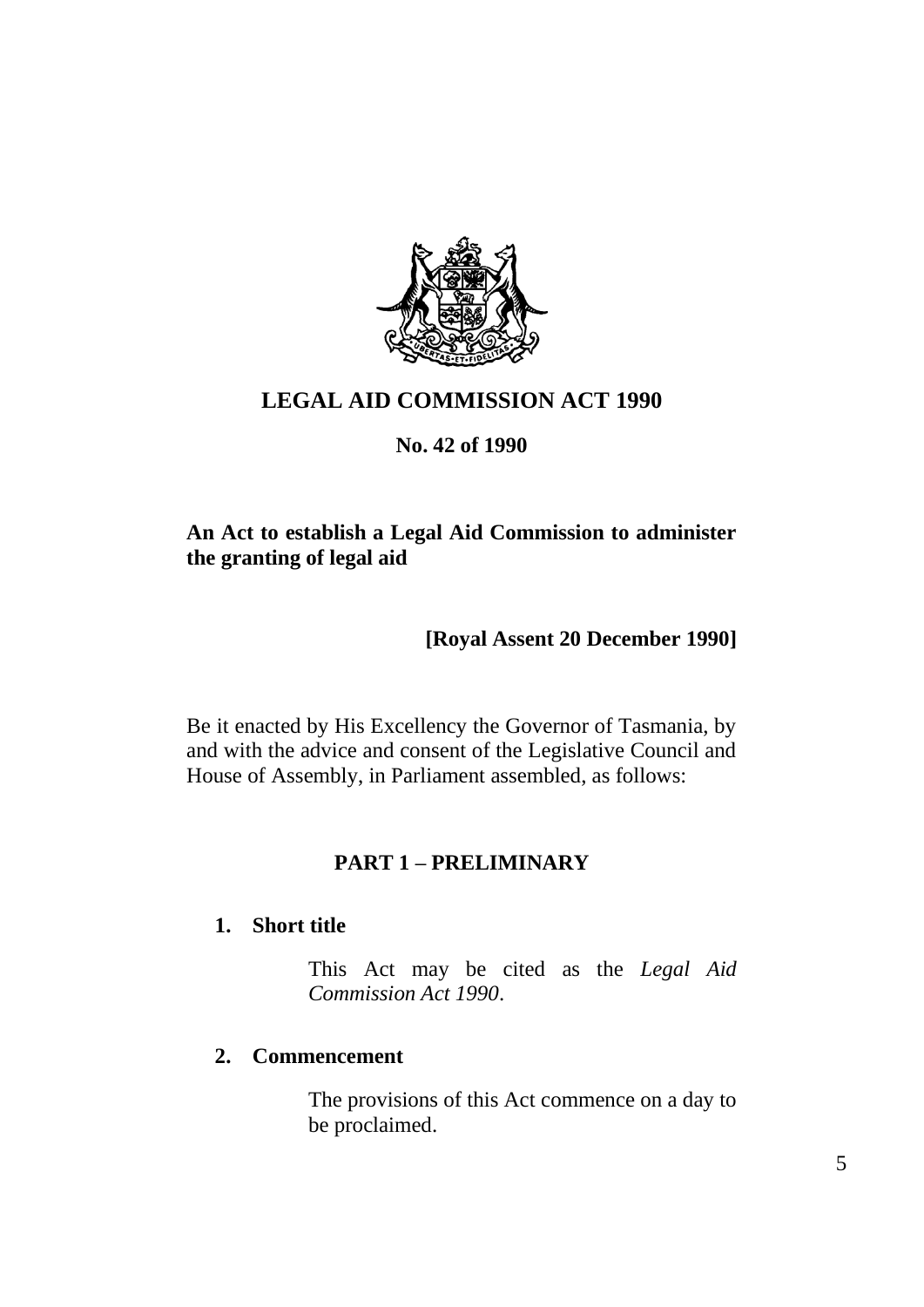# LEGAL AID COMMISSION ACT 1990

**No. 42 of 1990**

**An Act to establish a Legal Aid Commission to administer the granting of legal aid**

**[Royal Assent 20 December 1990]**

Be it enacted by His Excellency the Governor of Tasmania, by and with the advice and consent of the Legislative Council and House of Assembly, in Parliament assembled, as follows:

## PART 1 – PRELIMINARY

### 1. Short title

This Act may be cited as the *Legal Aid Commission Act 1990*.

### 2. Commencement

The provisions of this Act commence on a day to be proclaimed.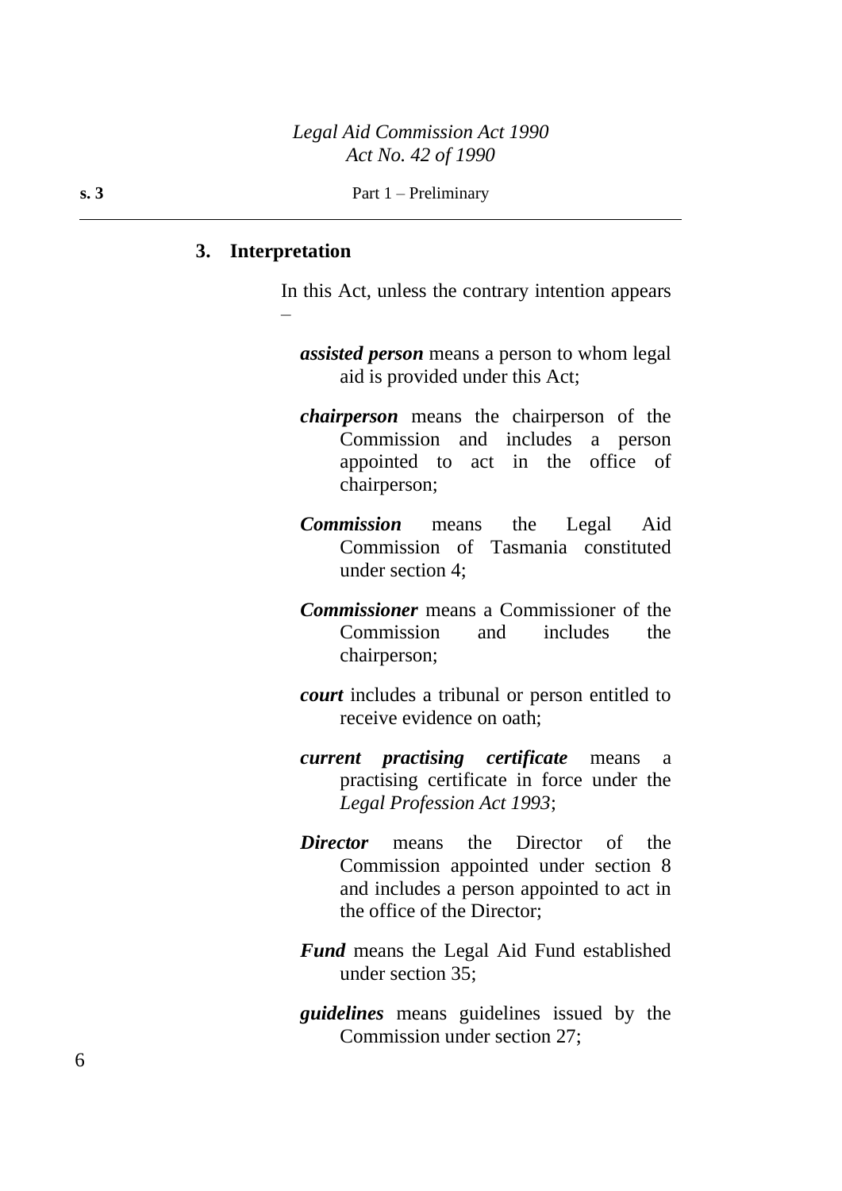### 3. Interpretation

In this Act, unless the contrary intention appears –

***assisted person*** means a person to whom legal aid is provided under this Act;

***chairperson*** means the chairperson of the Commission and includes a person appointed to act in the office of chairperson;

***Commission*** means the Legal Aid Commission of Tasmania constituted under section 4;

***Commissioner*** means a Commissioner of the Commission and includes the chairperson;

***court*** includes a tribunal or person entitled to receive evidence on oath;

***current practising certificate*** means a practising certificate in force under the *Legal Profession Act 1993*;

***Director*** means the Director of the Commission appointed under section 8 and includes a person appointed to act in the office of the Director;

***Fund*** means the Legal Aid Fund established under section 35;

***guidelines*** means guidelines issued by the Commission under section 27;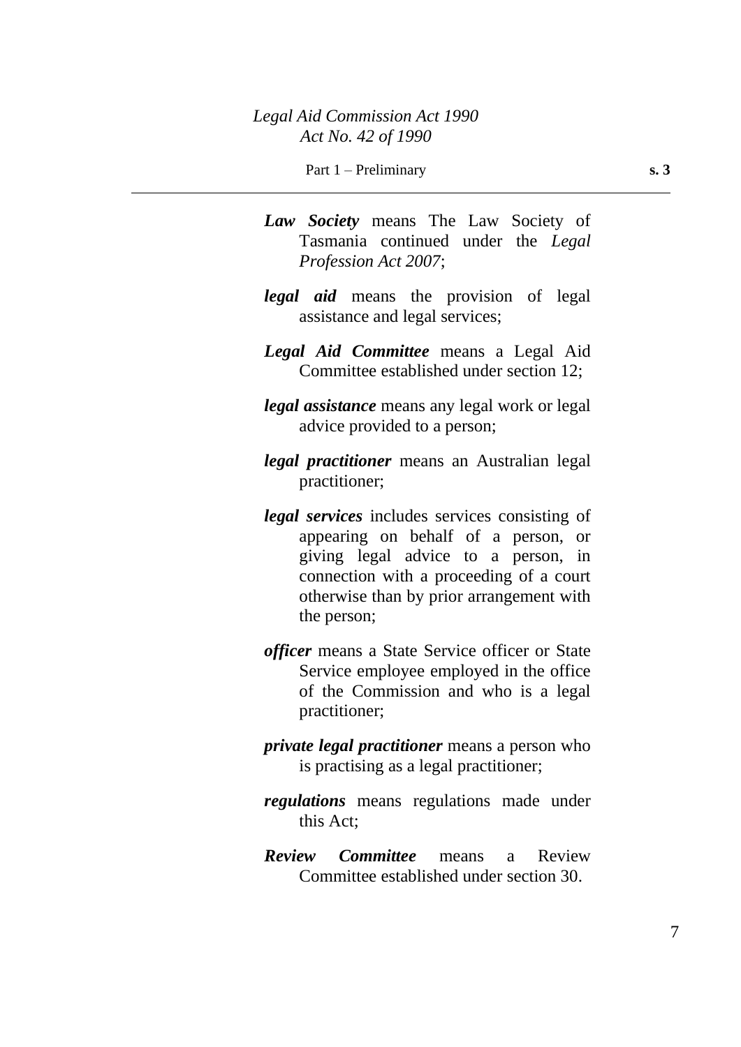***Law Society*** means The Law Society of Tasmania continued under the *Legal Profession Act 2007*;

***legal aid*** means the provision of legal assistance and legal services;

***Legal Aid Committee*** means a Legal Aid Committee established under section 12;

***legal assistance*** means any legal work or legal advice provided to a person;

***legal practitioner*** means an Australian legal practitioner;

***legal services*** includes services consisting of appearing on behalf of a person, or giving legal advice to a person, in connection with a proceeding of a court otherwise than by prior arrangement with the person;

***officer*** means a State Service officer or State Service employee employed in the office of the Commission and who is a legal practitioner;

***private legal practitioner*** means a person who is practising as a legal practitioner;

***regulations*** means regulations made under this Act;

***Review Committee*** means a Review Committee established under section 30.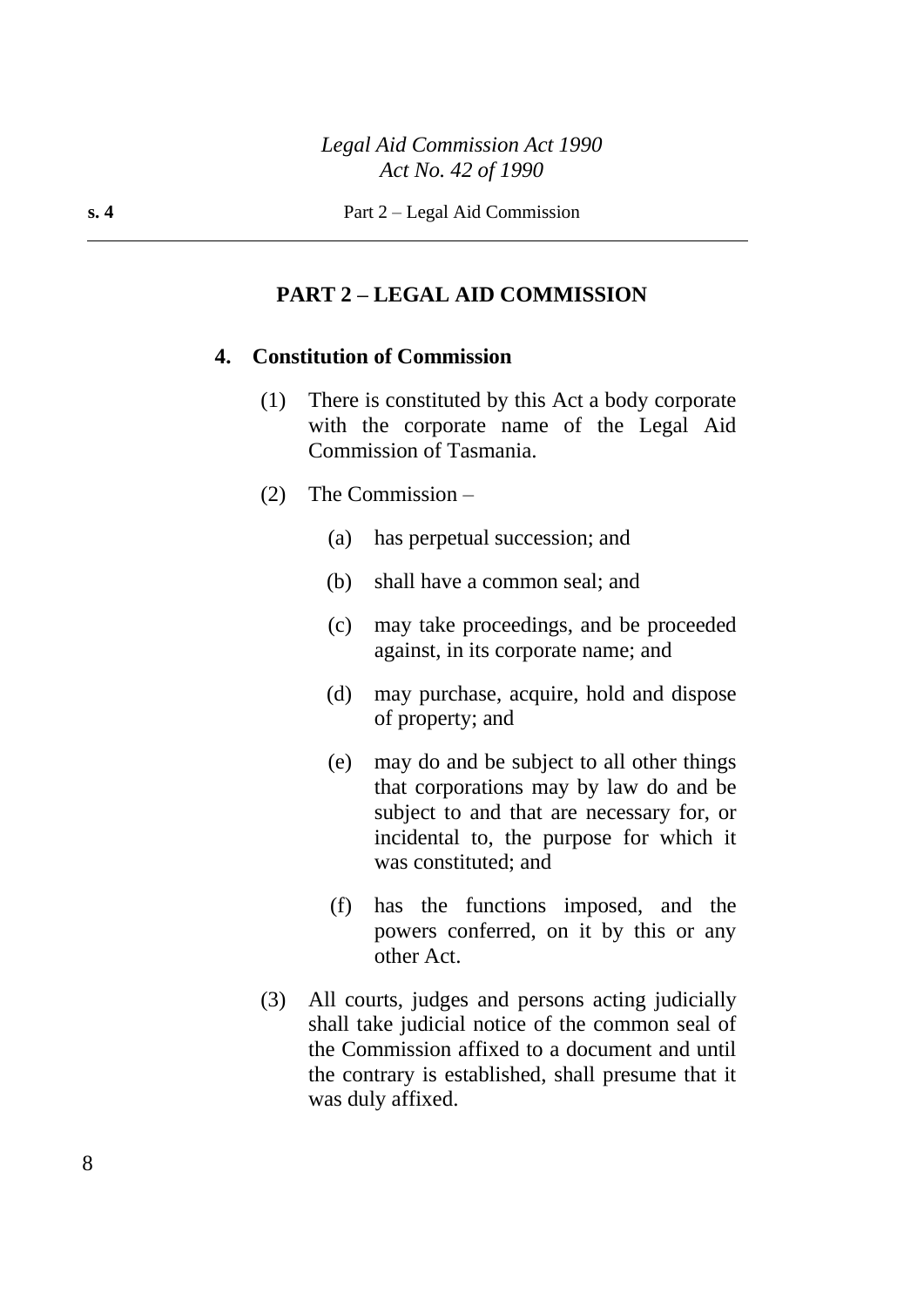## PART 2 – LEGAL AID COMMISSION

### 4. Constitution of Commission

(1) There is constituted by this Act a body corporate with the corporate name of the Legal Aid Commission of Tasmania.

(2) The Commission –

(a) has perpetual succession; and

(b) shall have a common seal; and

(c) may take proceedings, and be proceeded against, in its corporate name; and

(d) may purchase, acquire, hold and dispose of property; and

(e) may do and be subject to all other things that corporations may by law do and be subject to and that are necessary for, or incidental to, the purpose for which it was constituted; and

(f) has the functions imposed, and the powers conferred, on it by this or any other Act.

(3) All courts, judges and persons acting judicially shall take judicial notice of the common seal of the Commission affixed to a document and until the contrary is established, shall presume that it was duly affixed.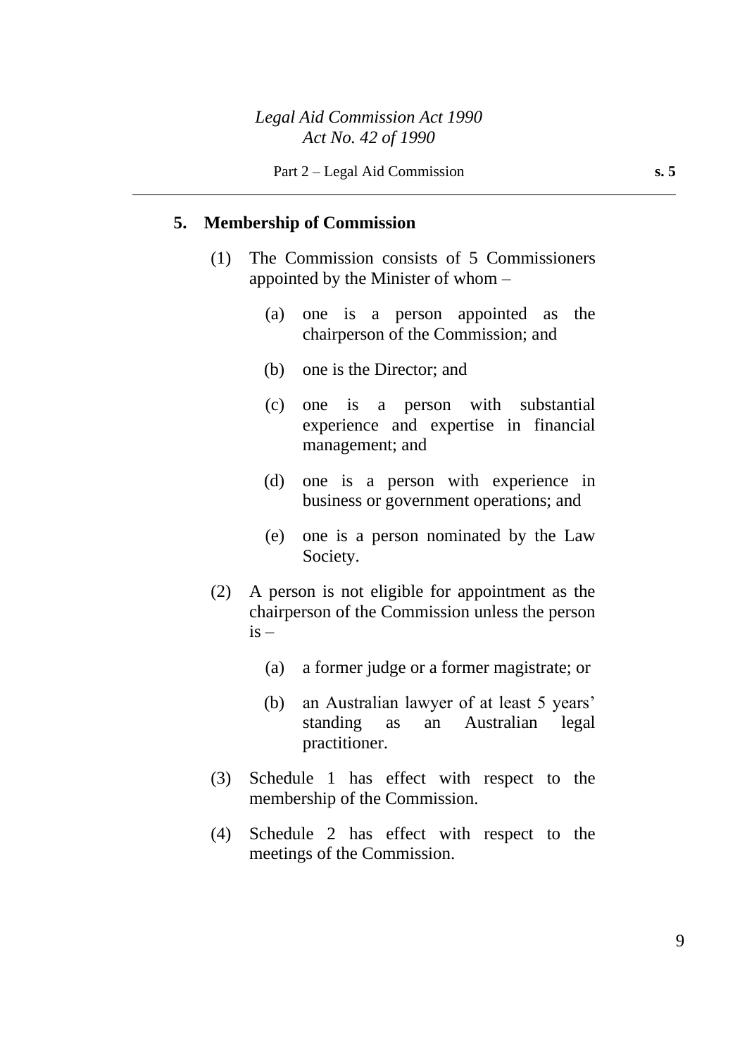## 5. Membership of Commission

(1) The Commission consists of 5 Commissioners appointed by the Minister of whom –

(a) one is a person appointed as the chairperson of the Commission; and

(b) one is the Director; and

(c) one is a person with substantial experience and expertise in financial management; and

(d) one is a person with experience in business or government operations; and

(e) one is a person nominated by the Law Society.

(2) A person is not eligible for appointment as the chairperson of the Commission unless the person is –

(a) a former judge or a former magistrate; or

(b) an Australian lawyer of at least 5 years' standing as an Australian legal practitioner.

(3) Schedule 1 has effect with respect to the membership of the Commission.

(4) Schedule 2 has effect with respect to the meetings of the Commission.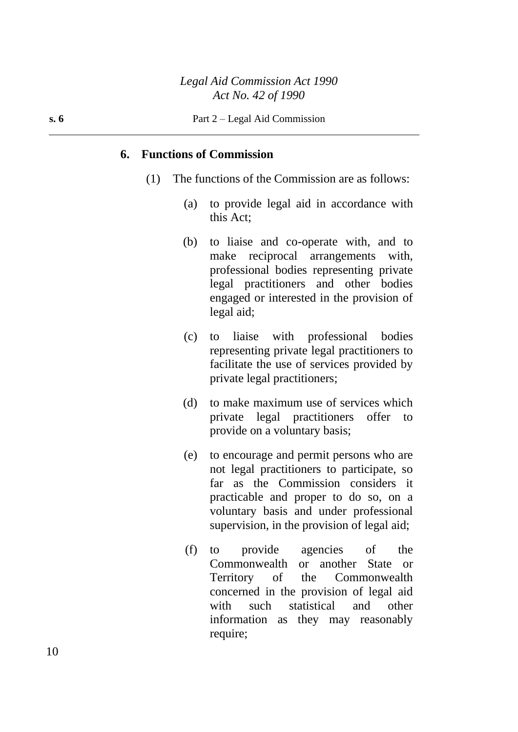### 6. Functions of Commission

(1) The functions of the Commission are as follows:

(a) to provide legal aid in accordance with this Act;

(b) to liaise and co-operate with, and to make reciprocal arrangements with, professional bodies representing private legal practitioners and other bodies engaged or interested in the provision of legal aid;

(c) to liaise with professional bodies representing private legal practitioners to facilitate the use of services provided by private legal practitioners;

(d) to make maximum use of services which private legal practitioners offer to provide on a voluntary basis;

(e) to encourage and permit persons who are not legal practitioners to participate, so far as the Commission considers it practicable and proper to do so, on a voluntary basis and under professional supervision, in the provision of legal aid;

(f) to provide agencies of the Commonwealth or another State or Territory of the Commonwealth concerned in the provision of legal aid with such statistical and other information as they may reasonably require;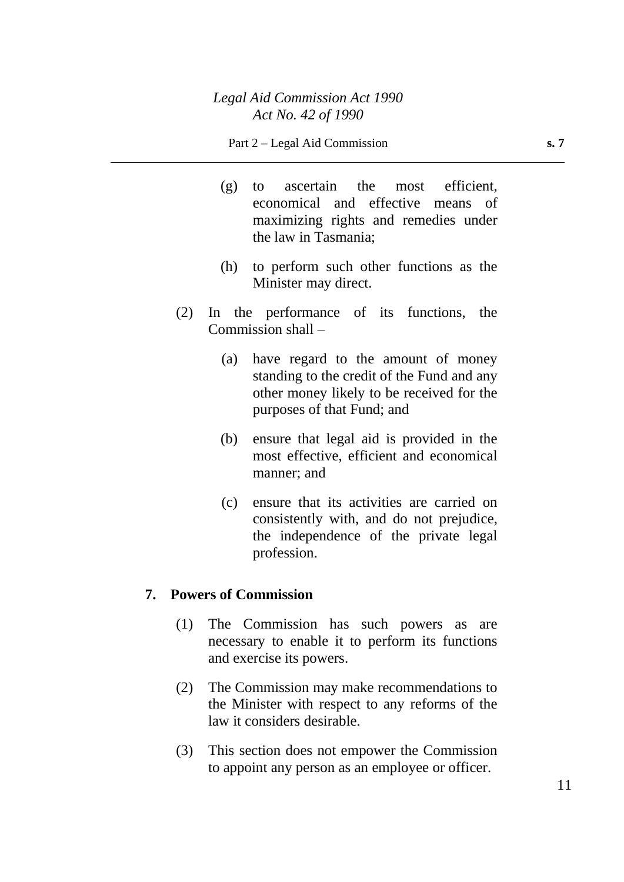(g) to ascertain the most efficient, economical and effective means of maximizing rights and remedies under the law in Tasmania;

(h) to perform such other functions as the Minister may direct.

(2) In the performance of its functions, the Commission shall –

(a) have regard to the amount of money standing to the credit of the Fund and any other money likely to be received for the purposes of that Fund; and

(b) ensure that legal aid is provided in the most effective, efficient and economical manner; and

(c) ensure that its activities are carried on consistently with, and do not prejudice, the independence of the private legal profession.

## 7. Powers of Commission

(1) The Commission has such powers as are necessary to enable it to perform its functions and exercise its powers.

(2) The Commission may make recommendations to the Minister with respect to any reforms of the law it considers desirable.

(3) This section does not empower the Commission to appoint any person as an employee or officer.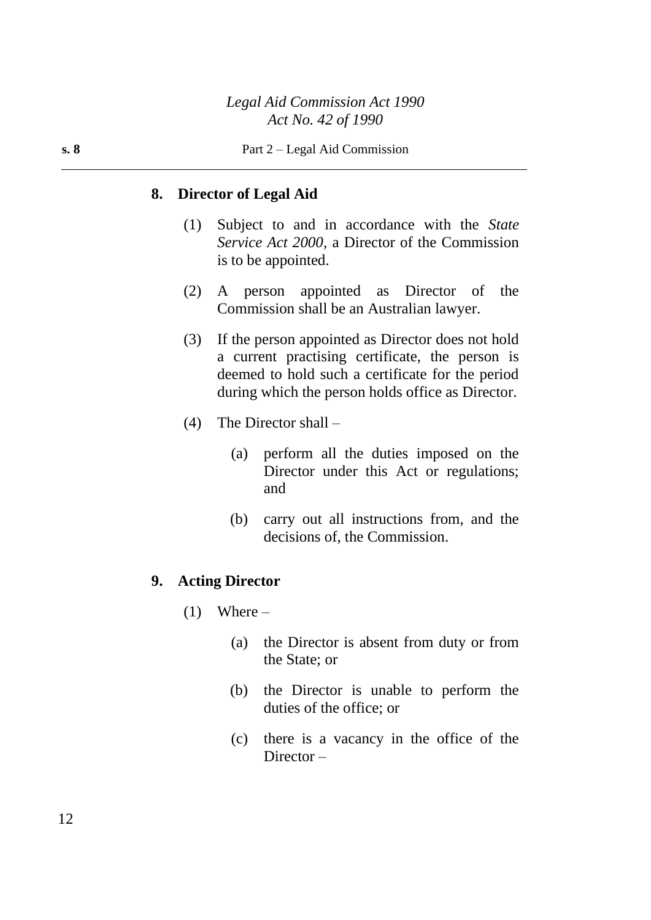## 8. Director of Legal Aid

(1) Subject to and in accordance with the *State Service Act 2000*, a Director of the Commission is to be appointed.

(2) A person appointed as Director of the Commission shall be an Australian lawyer.

(3) If the person appointed as Director does not hold a current practising certificate, the person is deemed to hold such a certificate for the period during which the person holds office as Director.

(4) The Director shall –

(a) perform all the duties imposed on the Director under this Act or regulations; and

(b) carry out all instructions from, and the decisions of, the Commission.

## 9. Acting Director

(1) Where –

(a) the Director is absent from duty or from the State; or

(b) the Director is unable to perform the duties of the office; or

(c) there is a vacancy in the office of the Director –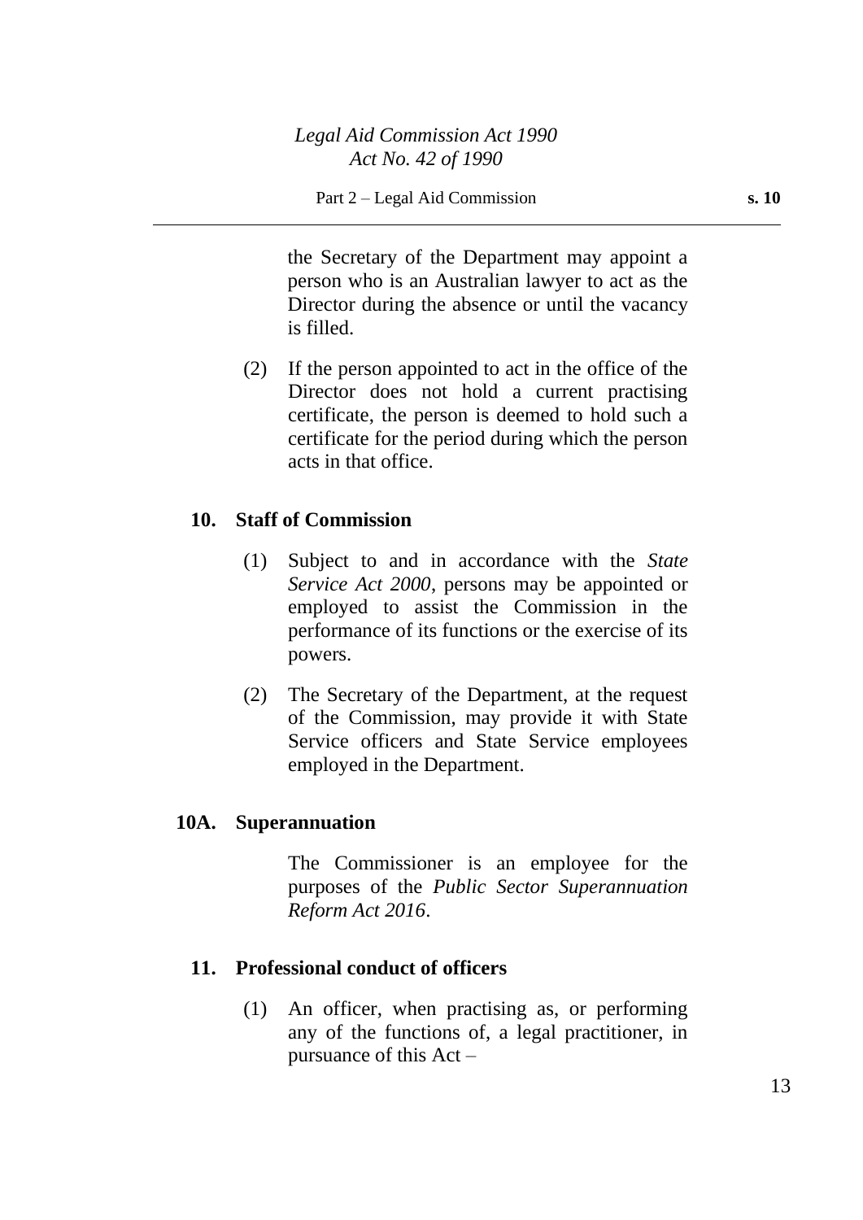the Secretary of the Department may appoint a person who is an Australian lawyer to act as the Director during the absence or until the vacancy is filled.

(2) If the person appointed to act in the office of the Director does not hold a current practising certificate, the person is deemed to hold such a certificate for the period during which the person acts in that office.

## 10. Staff of Commission

(1) Subject to and in accordance with the *State Service Act 2000*, persons may be appointed or employed to assist the Commission in the performance of its functions or the exercise of its powers.

(2) The Secretary of the Department, at the request of the Commission, may provide it with State Service officers and State Service employees employed in the Department.

## 10A. Superannuation

The Commissioner is an employee for the purposes of the *Public Sector Superannuation Reform Act 2016*.

## 11. Professional conduct of officers

(1) An officer, when practising as, or performing any of the functions of, a legal practitioner, in pursuance of this Act –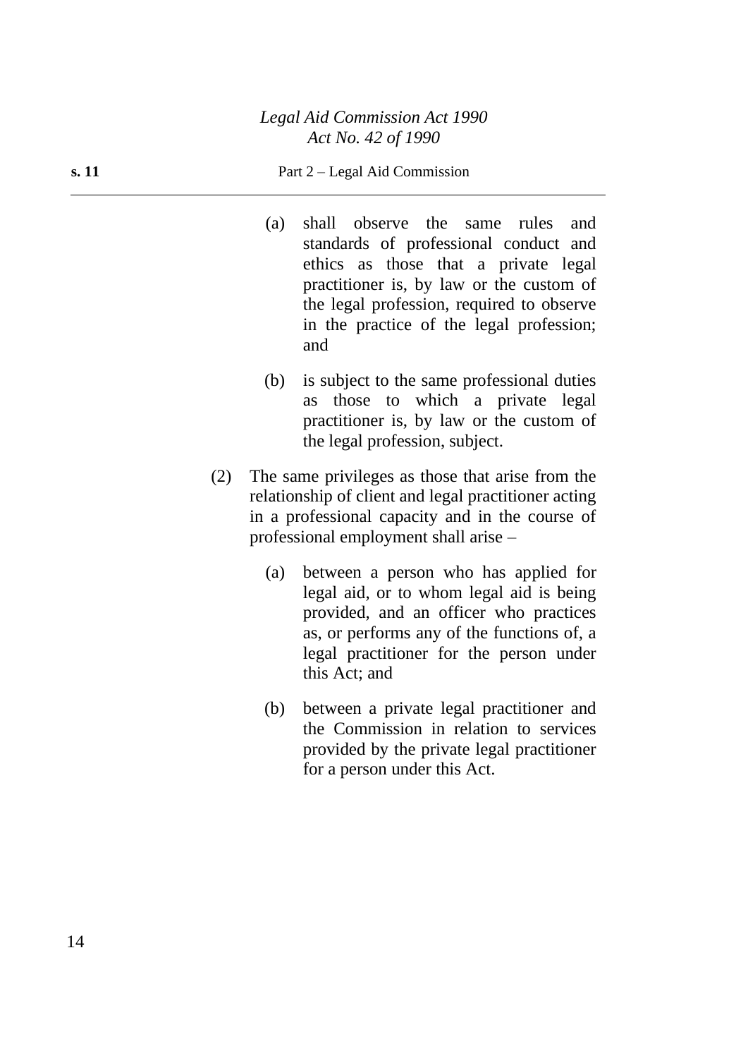(a) shall observe the same rules and standards of professional conduct and ethics as those that a private legal practitioner is, by law or the custom of the legal profession, required to observe in the practice of the legal profession; and

(b) is subject to the same professional duties as those to which a private legal practitioner is, by law or the custom of the legal profession, subject.

(2) The same privileges as those that arise from the relationship of client and legal practitioner acting in a professional capacity and in the course of professional employment shall arise –

(a) between a person who has applied for legal aid, or to whom legal aid is being provided, and an officer who practices as, or performs any of the functions of, a legal practitioner for the person under this Act; and

(b) between a private legal practitioner and the Commission in relation to services provided by the private legal practitioner for a person under this Act.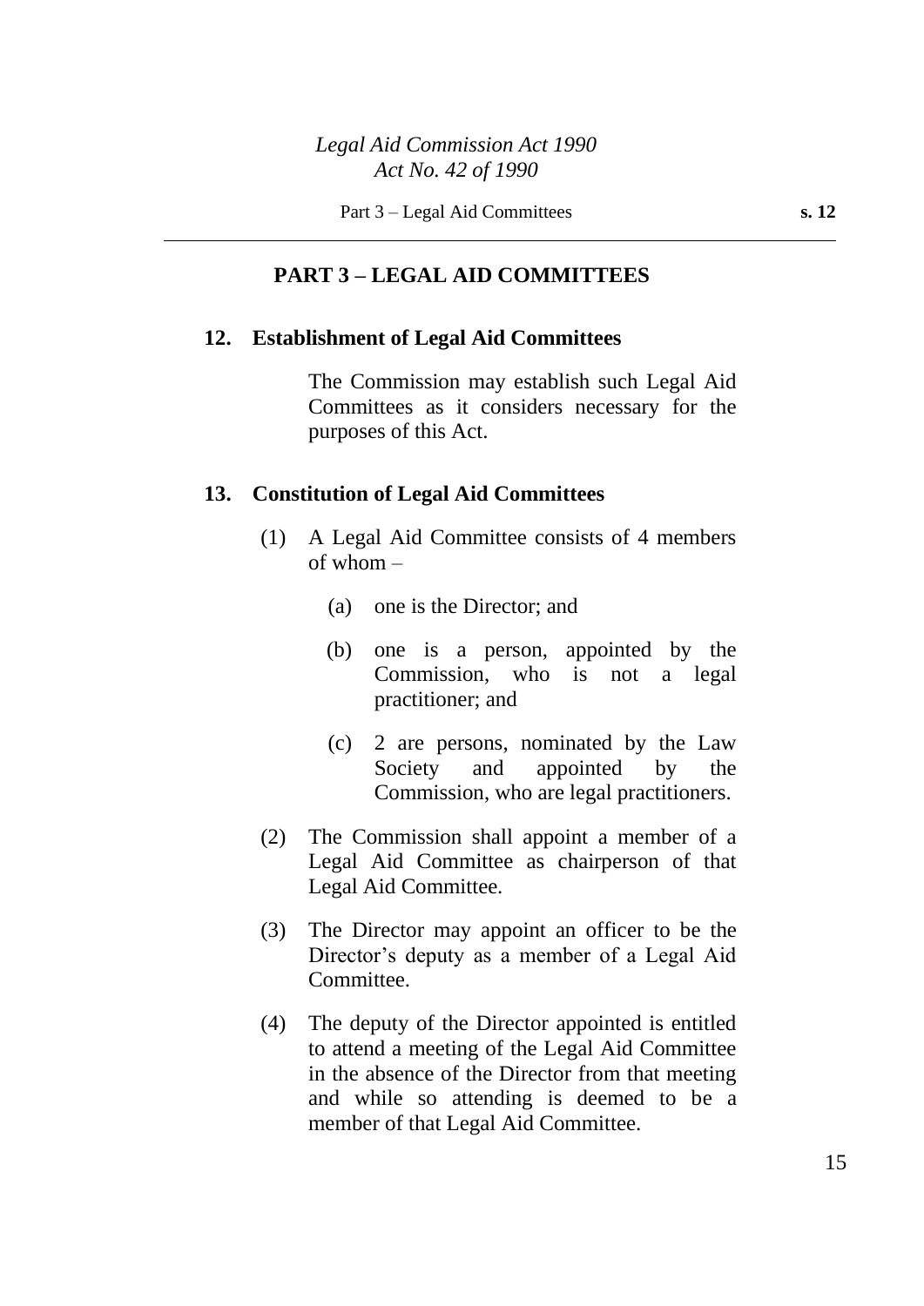## PART 3 – LEGAL AID COMMITTEES

### 12. Establishment of Legal Aid Committees

The Commission may establish such Legal Aid Committees as it considers necessary for the purposes of this Act.

### 13. Constitution of Legal Aid Committees

(1) A Legal Aid Committee consists of 4 members of whom –

(a) one is the Director; and

(b) one is a person, appointed by the Commission, who is not a legal practitioner; and

(c) 2 are persons, nominated by the Law Society and appointed by the Commission, who are legal practitioners.

(2) The Commission shall appoint a member of a Legal Aid Committee as chairperson of that Legal Aid Committee.

(3) The Director may appoint an officer to be the Director's deputy as a member of a Legal Aid Committee.

(4) The deputy of the Director appointed is entitled to attend a meeting of the Legal Aid Committee in the absence of the Director from that meeting and while so attending is deemed to be a member of that Legal Aid Committee.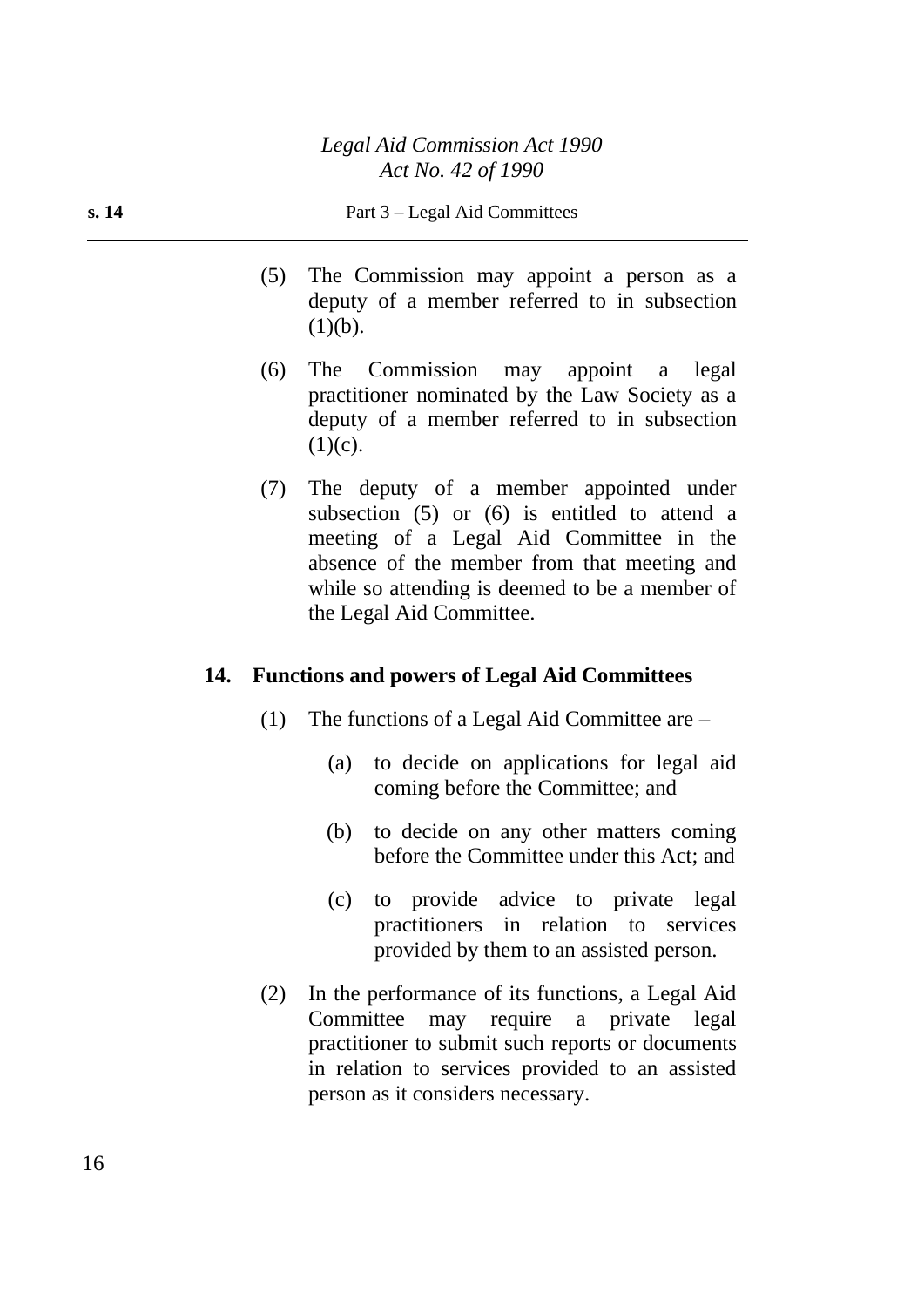(5) The Commission may appoint a person as a deputy of a member referred to in subsection (1)(b).

(6) The Commission may appoint a legal practitioner nominated by the Law Society as a deputy of a member referred to in subsection (1)(c).

(7) The deputy of a member appointed under subsection (5) or (6) is entitled to attend a meeting of a Legal Aid Committee in the absence of the member from that meeting and while so attending is deemed to be a member of the Legal Aid Committee.

## 14. Functions and powers of Legal Aid Committees

(1) The functions of a Legal Aid Committee are –

(a) to decide on applications for legal aid coming before the Committee; and

(b) to decide on any other matters coming before the Committee under this Act; and

(c) to provide advice to private legal practitioners in relation to services provided by them to an assisted person.

(2) In the performance of its functions, a Legal Aid Committee may require a private legal practitioner to submit such reports or documents in relation to services provided to an assisted person as it considers necessary.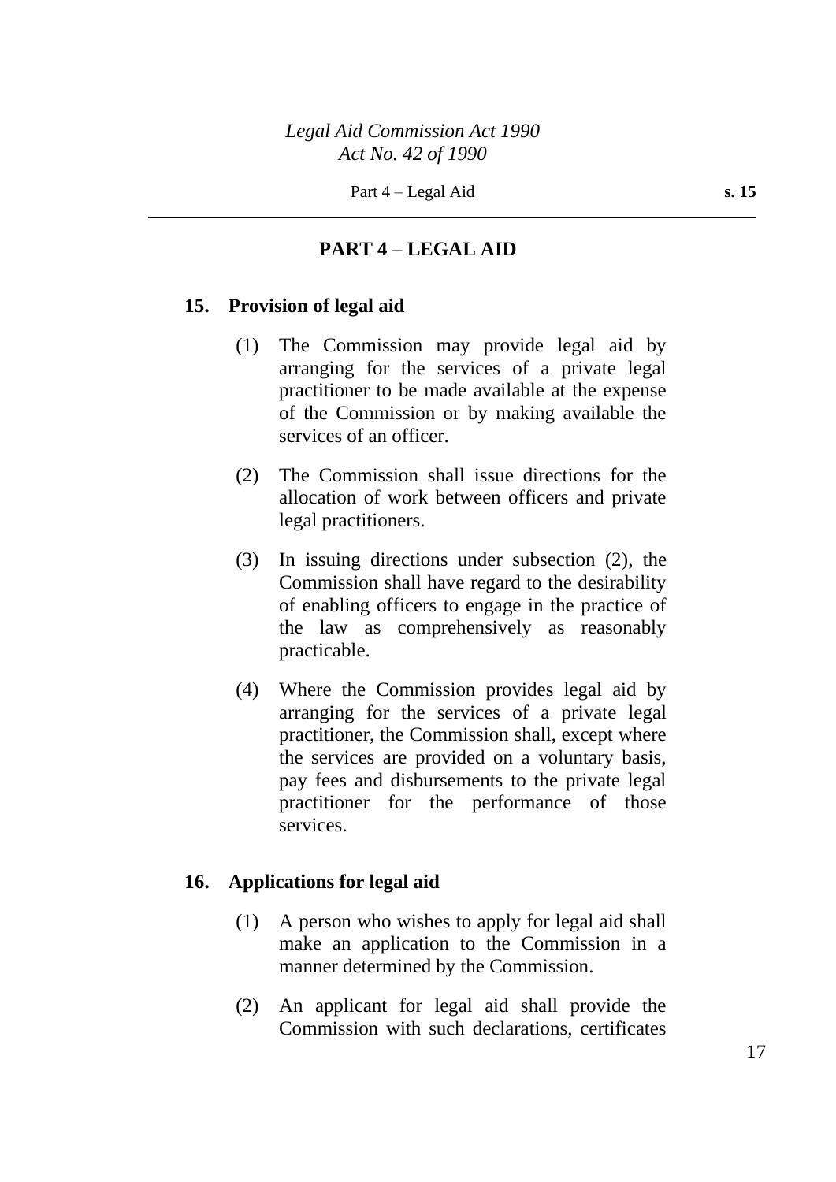## PART 4 – LEGAL AID

### 15. Provision of legal aid

(1) The Commission may provide legal aid by arranging for the services of a private legal practitioner to be made available at the expense of the Commission or by making available the services of an officer.

(2) The Commission shall issue directions for the allocation of work between officers and private legal practitioners.

(3) In issuing directions under subsection (2), the Commission shall have regard to the desirability of enabling officers to engage in the practice of the law as comprehensively as reasonably practicable.

(4) Where the Commission provides legal aid by arranging for the services of a private legal practitioner, the Commission shall, except where the services are provided on a voluntary basis, pay fees and disbursements to the private legal practitioner for the performance of those services.

### 16. Applications for legal aid

(1) A person who wishes to apply for legal aid shall make an application to the Commission in a manner determined by the Commission.

(2) An applicant for legal aid shall provide the Commission with such declarations, certificates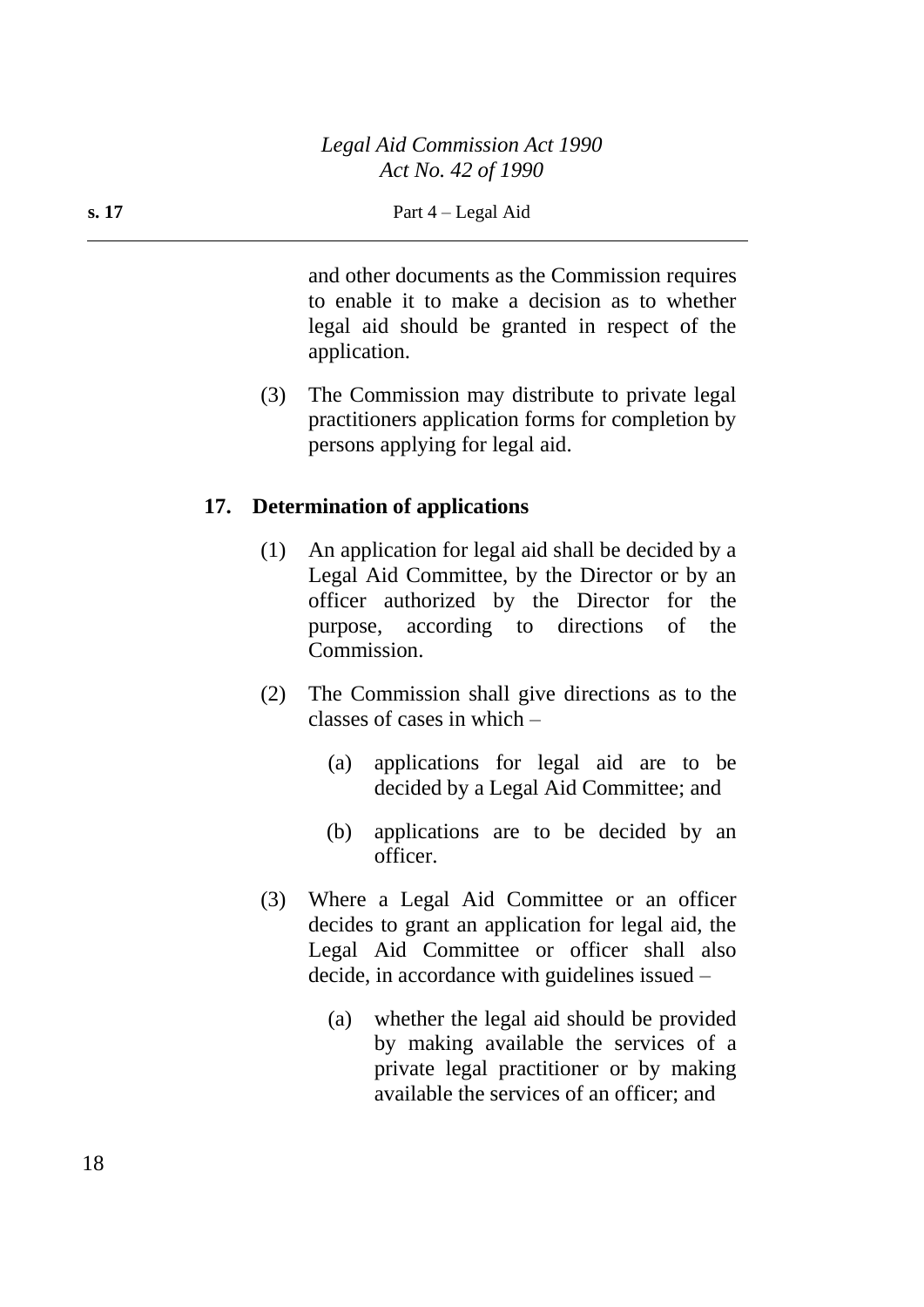and other documents as the Commission requires to enable it to make a decision as to whether legal aid should be granted in respect of the application.

(3) The Commission may distribute to private legal practitioners application forms for completion by persons applying for legal aid.

## 17. Determination of applications

(1) An application for legal aid shall be decided by a Legal Aid Committee, by the Director or by an officer authorized by the Director for the purpose, according to directions of the Commission.

(2) The Commission shall give directions as to the classes of cases in which –

(a) applications for legal aid are to be decided by a Legal Aid Committee; and

(b) applications are to be decided by an officer.

(3) Where a Legal Aid Committee or an officer decides to grant an application for legal aid, the Legal Aid Committee or officer shall also decide, in accordance with guidelines issued –

(a) whether the legal aid should be provided by making available the services of a private legal practitioner or by making available the services of an officer; and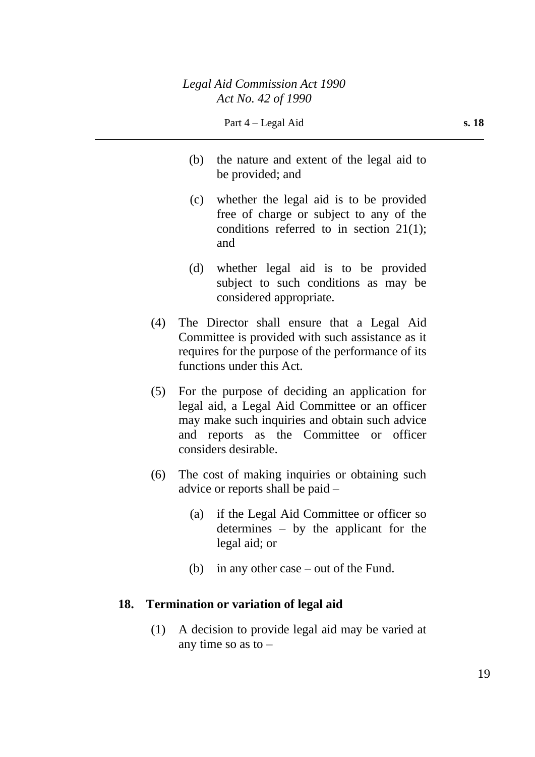(b) the nature and extent of the legal aid to be provided; and

(c) whether the legal aid is to be provided free of charge or subject to any of the conditions referred to in section 21(1); and

(d) whether legal aid is to be provided subject to such conditions as may be considered appropriate.

(4) The Director shall ensure that a Legal Aid Committee is provided with such assistance as it requires for the purpose of the performance of its functions under this Act.

(5) For the purpose of deciding an application for legal aid, a Legal Aid Committee or an officer may make such inquiries and obtain such advice and reports as the Committee or officer considers desirable.

(6) The cost of making inquiries or obtaining such advice or reports shall be paid –

(a) if the Legal Aid Committee or officer so determines – by the applicant for the legal aid; or

(b) in any other case – out of the Fund.

### 18. Termination or variation of legal aid

(1) A decision to provide legal aid may be varied at any time so as to –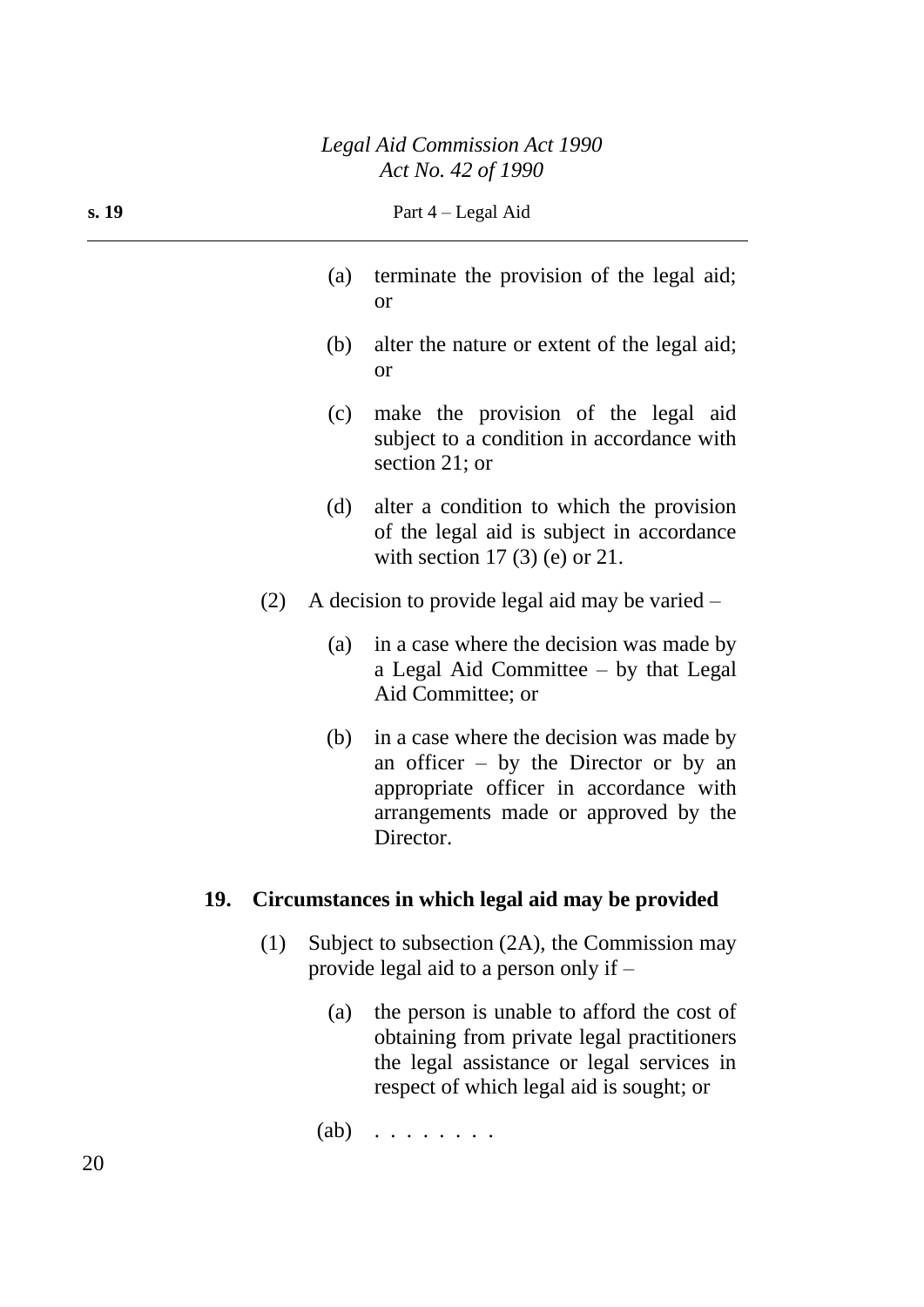(a) terminate the provision of the legal aid; or

(b) alter the nature or extent of the legal aid; or

(c) make the provision of the legal aid subject to a condition in accordance with section 21; or

(d) alter a condition to which the provision of the legal aid is subject in accordance with section 17 (3) (e) or 21.

(2) A decision to provide legal aid may be varied –

(a) in a case where the decision was made by a Legal Aid Committee – by that Legal Aid Committee; or

(b) in a case where the decision was made by an officer – by the Director or by an appropriate officer in accordance with arrangements made or approved by the Director.

## 19. Circumstances in which legal aid may be provided

(1) Subject to subsection (2A), the Commission may provide legal aid to a person only if –

(a) the person is unable to afford the cost of obtaining from private legal practitioners the legal assistance or legal services in respect of which legal aid is sought; or

(ab) . . . . . . . .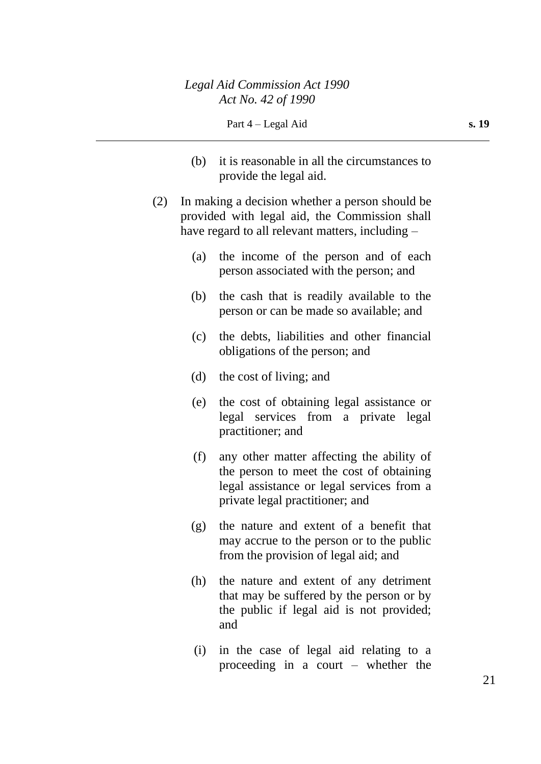(b) it is reasonable in all the circumstances to provide the legal aid.

(2) In making a decision whether a person should be provided with legal aid, the Commission shall have regard to all relevant matters, including –

(a) the income of the person and of each person associated with the person; and

(b) the cash that is readily available to the person or can be made so available; and

(c) the debts, liabilities and other financial obligations of the person; and

(d) the cost of living; and

(e) the cost of obtaining legal assistance or legal services from a private legal practitioner; and

(f) any other matter affecting the ability of the person to meet the cost of obtaining legal assistance or legal services from a private legal practitioner; and

(g) the nature and extent of a benefit that may accrue to the person or to the public from the provision of legal aid; and

(h) the nature and extent of any detriment that may be suffered by the person or by the public if legal aid is not provided; and

(i) in the case of legal aid relating to a proceeding in a court – whether the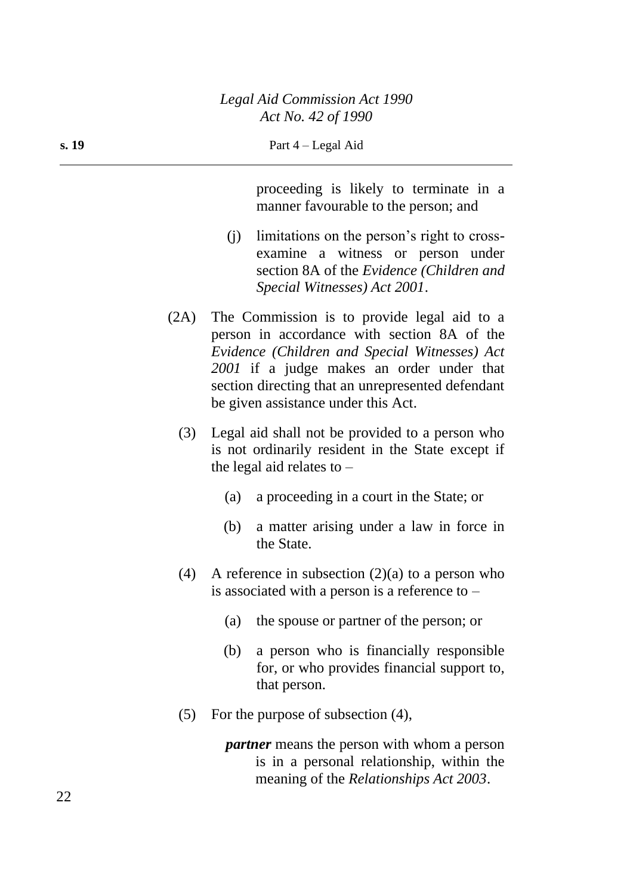proceeding is likely to terminate in a manner favourable to the person; and

(j) limitations on the person's right to cross-examine a witness or person under section 8A of the *Evidence (Children and Special Witnesses) Act 2001*.

(2A) The Commission is to provide legal aid to a person in accordance with section 8A of the *Evidence (Children and Special Witnesses) Act 2001* if a judge makes an order under that section directing that an unrepresented defendant be given assistance under this Act.

(3) Legal aid shall not be provided to a person who is not ordinarily resident in the State except if the legal aid relates to –

(a) a proceeding in a court in the State; or

(b) a matter arising under a law in force in the State.

(4) A reference in subsection (2)(a) to a person who is associated with a person is a reference to –

(a) the spouse or partner of the person; or

(b) a person who is financially responsible for, or who provides financial support to, that person.

(5) For the purpose of subsection (4),

***partner*** means the person with whom a person is in a personal relationship, within the meaning of the *Relationships Act 2003*.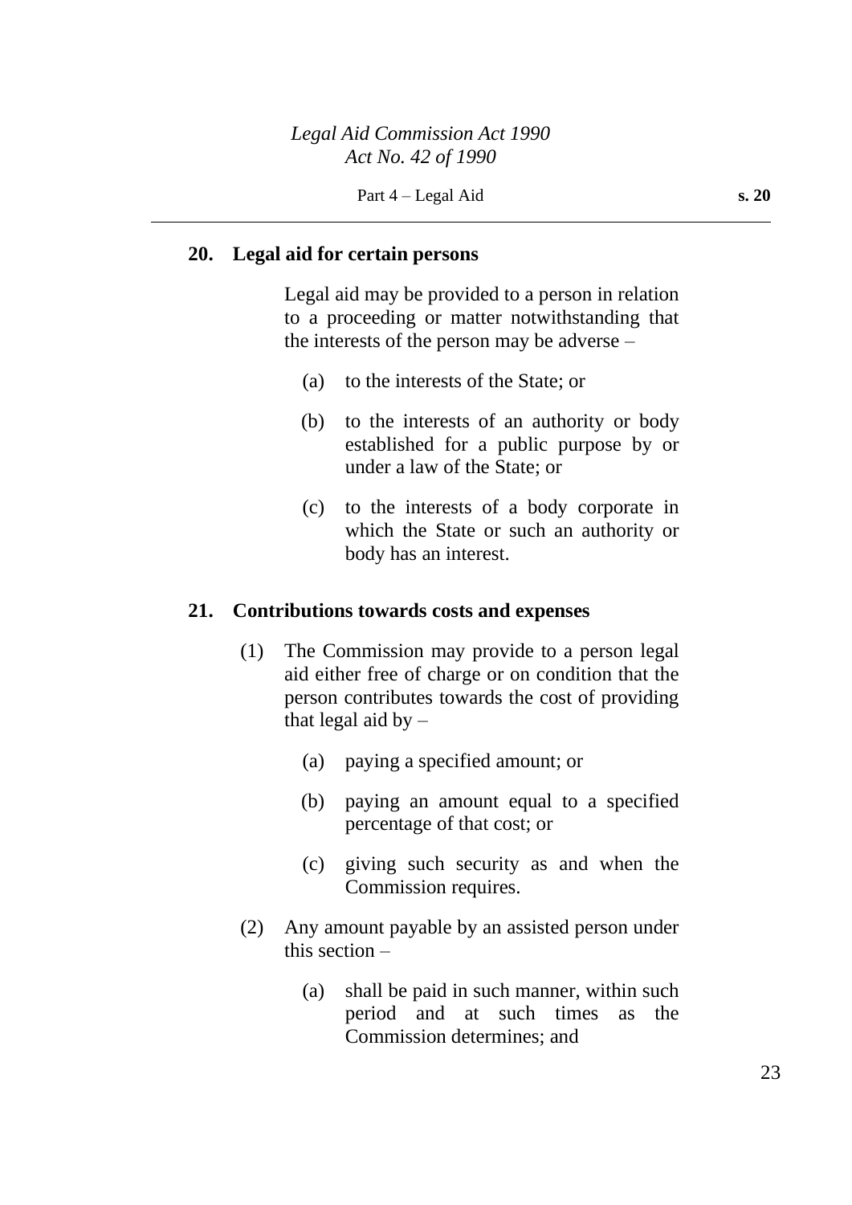## 20. Legal aid for certain persons

Legal aid may be provided to a person in relation to a proceeding or matter notwithstanding that the interests of the person may be adverse –

(a) to the interests of the State; or

(b) to the interests of an authority or body established for a public purpose by or under a law of the State; or

(c) to the interests of a body corporate in which the State or such an authority or body has an interest.

## 21. Contributions towards costs and expenses

(1) The Commission may provide to a person legal aid either free of charge or on condition that the person contributes towards the cost of providing that legal aid by –

(a) paying a specified amount; or

(b) paying an amount equal to a specified percentage of that cost; or

(c) giving such security as and when the Commission requires.

(2) Any amount payable by an assisted person under this section –

(a) shall be paid in such manner, within such period and at such times as the Commission determines; and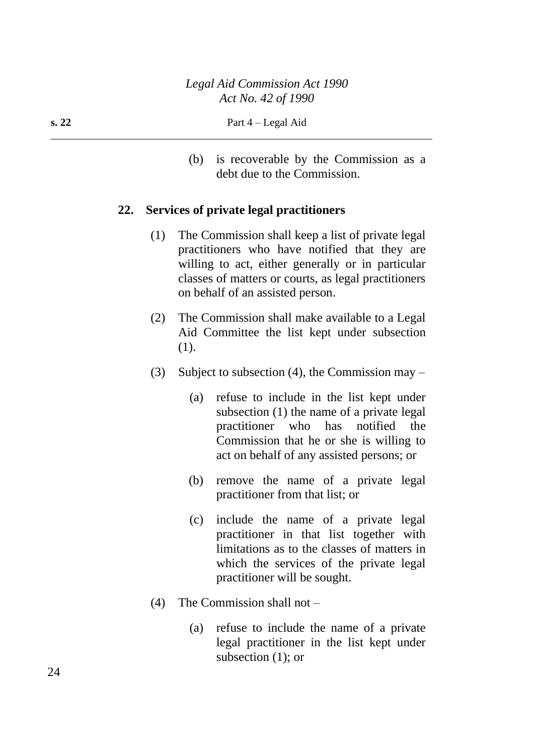(b) is recoverable by the Commission as a debt due to the Commission.

## 22. Services of private legal practitioners

(1) The Commission shall keep a list of private legal practitioners who have notified that they are willing to act, either generally or in particular classes of matters or courts, as legal practitioners on behalf of an assisted person.

(2) The Commission shall make available to a Legal Aid Committee the list kept under subsection (1).

(3) Subject to subsection (4), the Commission may –

(a) refuse to include in the list kept under subsection (1) the name of a private legal practitioner who has notified the Commission that he or she is willing to act on behalf of any assisted persons; or

(b) remove the name of a private legal practitioner from that list; or

(c) include the name of a private legal practitioner in that list together with limitations as to the classes of matters in which the services of the private legal practitioner will be sought.

(4) The Commission shall not –

(a) refuse to include the name of a private legal practitioner in the list kept under subsection (1); or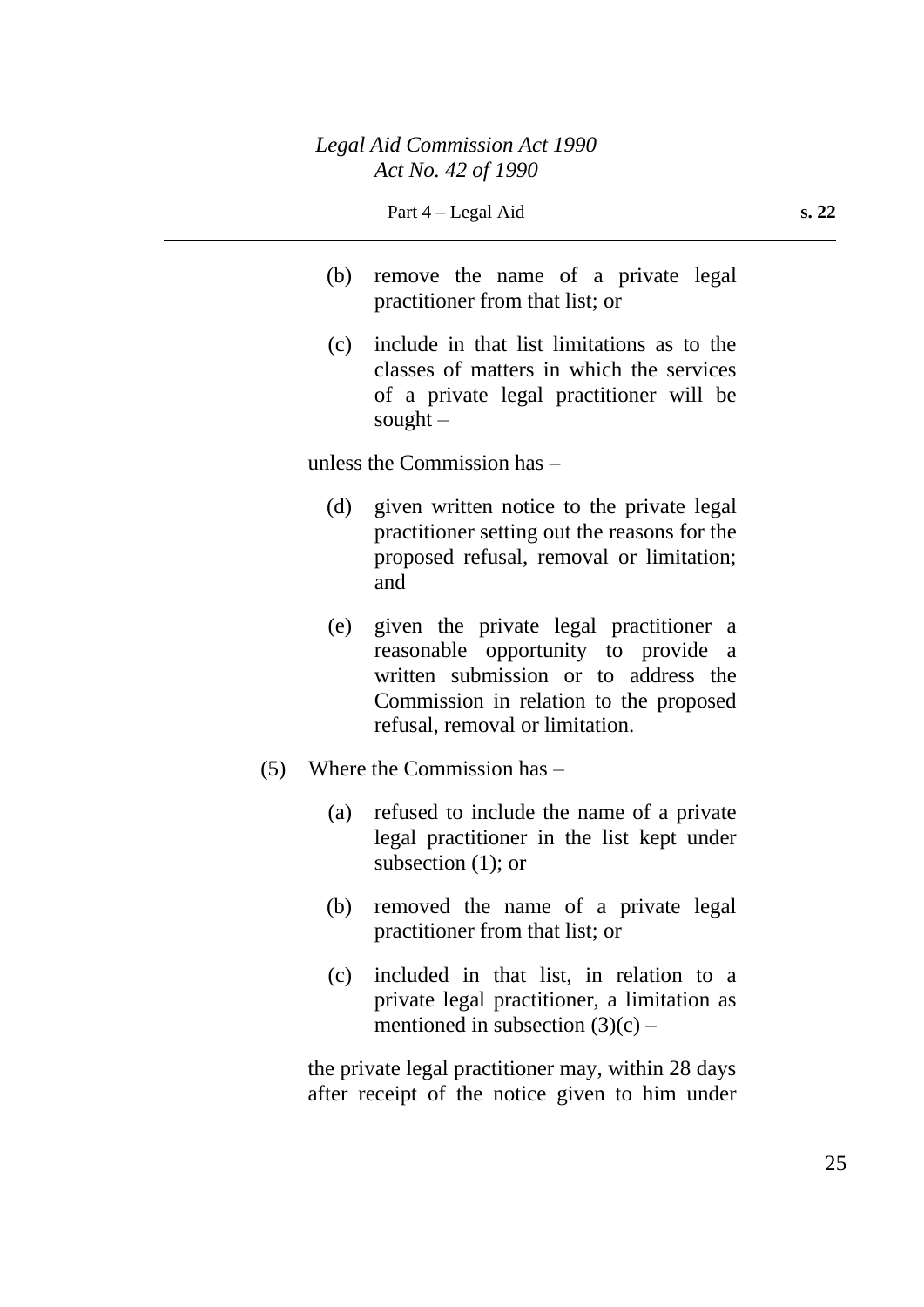(b) remove the name of a private legal practitioner from that list; or

(c) include in that list limitations as to the classes of matters in which the services of a private legal practitioner will be sought –

unless the Commission has –

(d) given written notice to the private legal practitioner setting out the reasons for the proposed refusal, removal or limitation; and

(e) given the private legal practitioner a reasonable opportunity to provide a written submission or to address the Commission in relation to the proposed refusal, removal or limitation.

(5) Where the Commission has –

(a) refused to include the name of a private legal practitioner in the list kept under subsection (1); or

(b) removed the name of a private legal practitioner from that list; or

(c) included in that list, in relation to a private legal practitioner, a limitation as mentioned in subsection (3)(c) –

the private legal practitioner may, within 28 days after receipt of the notice given to him under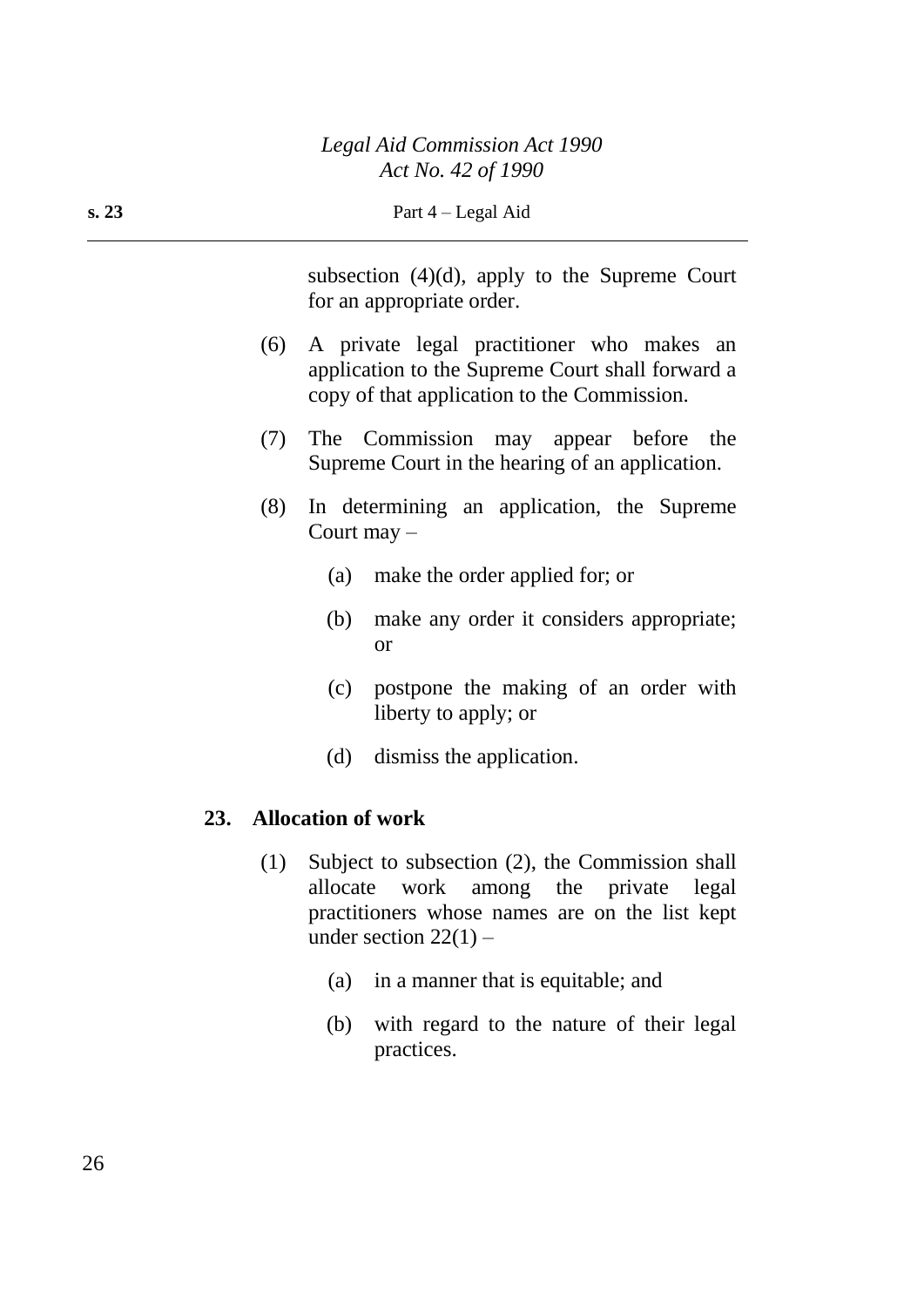subsection (4)(d), apply to the Supreme Court for an appropriate order.

(6) A private legal practitioner who makes an application to the Supreme Court shall forward a copy of that application to the Commission.

(7) The Commission may appear before the Supreme Court in the hearing of an application.

(8) In determining an application, the Supreme Court may –

(a) make the order applied for; or

(b) make any order it considers appropriate; or

(c) postpone the making of an order with liberty to apply; or

(d) dismiss the application.

### 23. Allocation of work

(1) Subject to subsection (2), the Commission shall allocate work among the private legal practitioners whose names are on the list kept under section 22(1) –

(a) in a manner that is equitable; and

(b) with regard to the nature of their legal practices.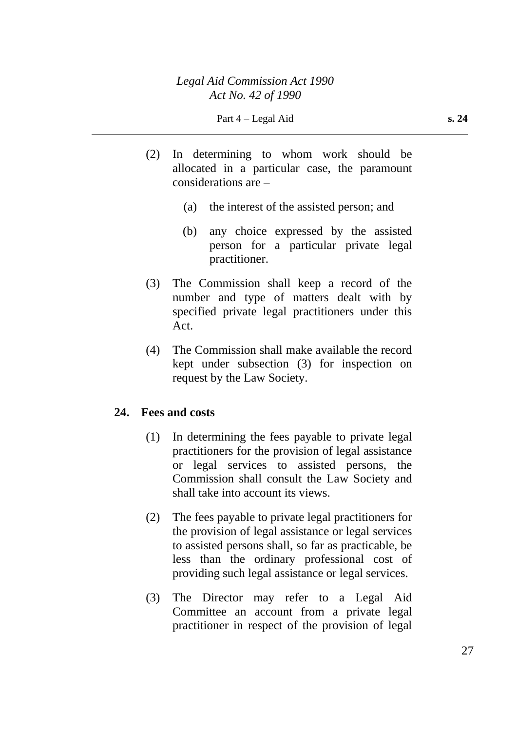(2) In determining to whom work should be allocated in a particular case, the paramount considerations are –

  (a) the interest of the assisted person; and

  (b) any choice expressed by the assisted person for a particular private legal practitioner.

(3) The Commission shall keep a record of the number and type of matters dealt with by specified private legal practitioners under this Act.

(4) The Commission shall make available the record kept under subsection (3) for inspection on request by the Law Society.

### 24. Fees and costs

(1) In determining the fees payable to private legal practitioners for the provision of legal assistance or legal services to assisted persons, the Commission shall consult the Law Society and shall take into account its views.

(2) The fees payable to private legal practitioners for the provision of legal assistance or legal services to assisted persons shall, so far as practicable, be less than the ordinary professional cost of providing such legal assistance or legal services.

(3) The Director may refer to a Legal Aid Committee an account from a private legal practitioner in respect of the provision of legal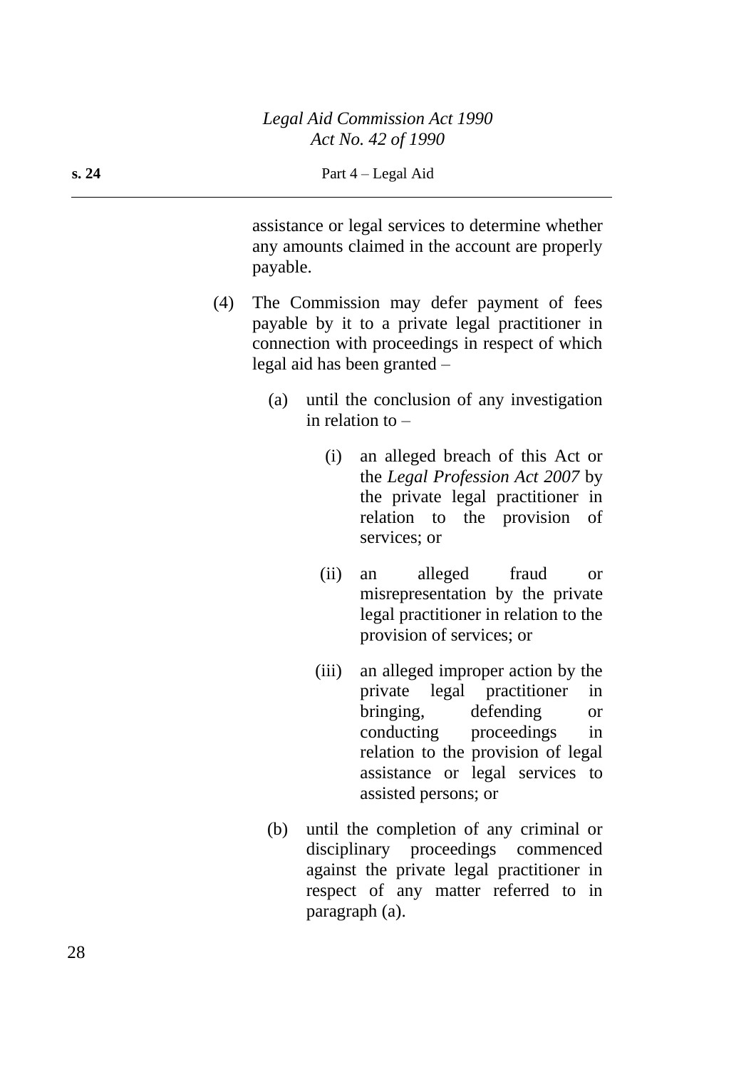assistance or legal services to determine whether any amounts claimed in the account are properly payable.

(4) The Commission may defer payment of fees payable by it to a private legal practitioner in connection with proceedings in respect of which legal aid has been granted –

(a) until the conclusion of any investigation in relation to –

(i) an alleged breach of this Act or the *Legal Profession Act 2007* by the private legal practitioner in relation to the provision of services; or

(ii) an alleged fraud or misrepresentation by the private legal practitioner in relation to the provision of services; or

(iii) an alleged improper action by the private legal practitioner in bringing, defending or conducting proceedings in relation to the provision of legal assistance or legal services to assisted persons; or

(b) until the completion of any criminal or disciplinary proceedings commenced against the private legal practitioner in respect of any matter referred to in paragraph (a).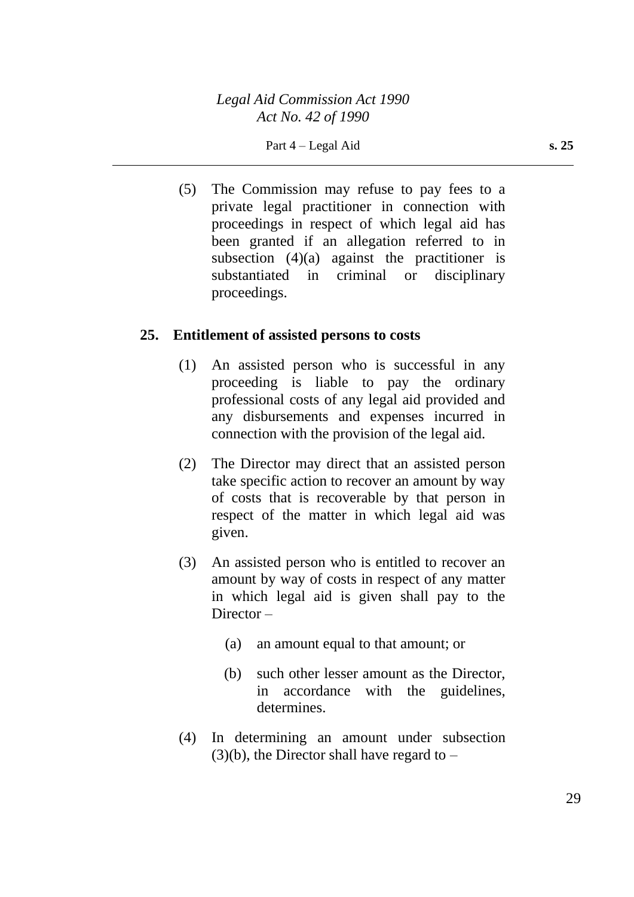(5) The Commission may refuse to pay fees to a private legal practitioner in connection with proceedings in respect of which legal aid has been granted if an allegation referred to in subsection (4)(a) against the practitioner is substantiated in criminal or disciplinary proceedings.

## 25. Entitlement of assisted persons to costs

(1) An assisted person who is successful in any proceeding is liable to pay the ordinary professional costs of any legal aid provided and any disbursements and expenses incurred in connection with the provision of the legal aid.

(2) The Director may direct that an assisted person take specific action to recover an amount by way of costs that is recoverable by that person in respect of the matter in which legal aid was given.

(3) An assisted person who is entitled to recover an amount by way of costs in respect of any matter in which legal aid is given shall pay to the Director –

(a) an amount equal to that amount; or

(b) such other lesser amount as the Director, in accordance with the guidelines, determines.

(4) In determining an amount under subsection (3)(b), the Director shall have regard to –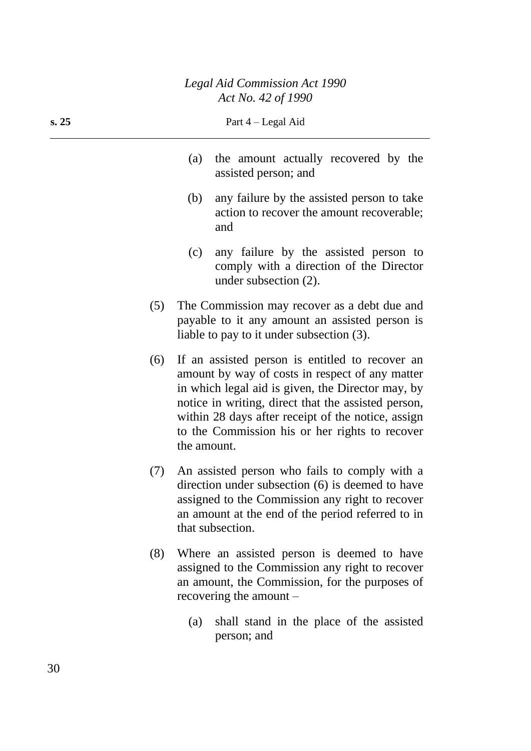(a) the amount actually recovered by the assisted person; and

(b) any failure by the assisted person to take action to recover the amount recoverable; and

(c) any failure by the assisted person to comply with a direction of the Director under subsection (2).

(5) The Commission may recover as a debt due and payable to it any amount an assisted person is liable to pay to it under subsection (3).

(6) If an assisted person is entitled to recover an amount by way of costs in respect of any matter in which legal aid is given, the Director may, by notice in writing, direct that the assisted person, within 28 days after receipt of the notice, assign to the Commission his or her rights to recover the amount.

(7) An assisted person who fails to comply with a direction under subsection (6) is deemed to have assigned to the Commission any right to recover an amount at the end of the period referred to in that subsection.

(8) Where an assisted person is deemed to have assigned to the Commission any right to recover an amount, the Commission, for the purposes of recovering the amount –

(a) shall stand in the place of the assisted person; and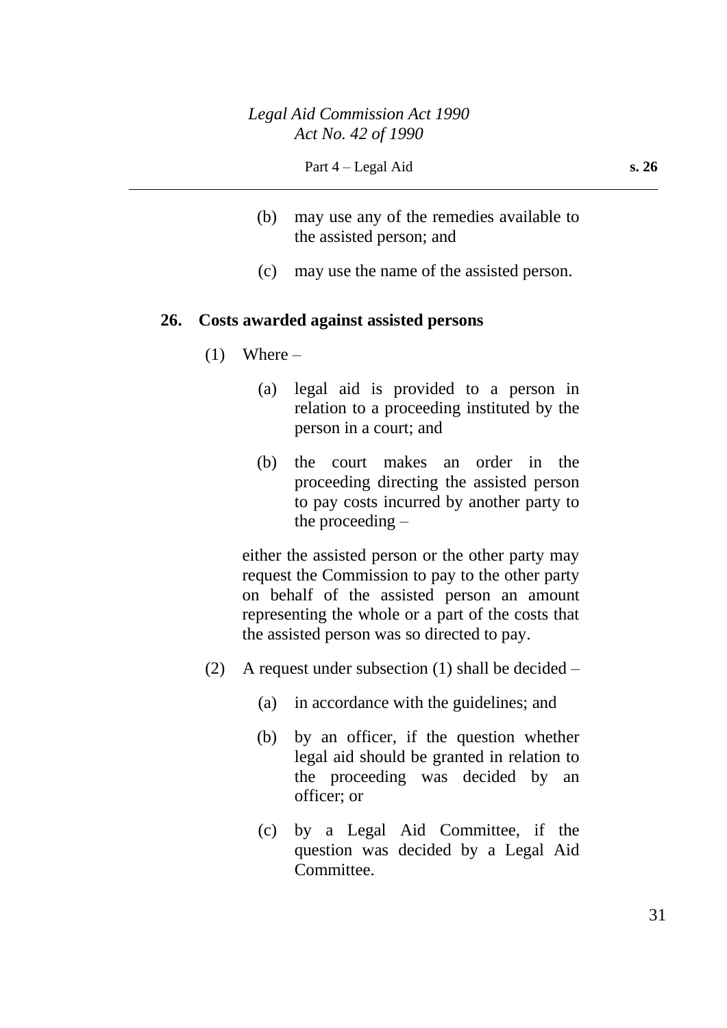(b) may use any of the remedies available to the assisted person; and

(c) may use the name of the assisted person.

**26. Costs awarded against assisted persons**

(1) Where –

(a) legal aid is provided to a person in relation to a proceeding instituted by the person in a court; and

(b) the court makes an order in the proceeding directing the assisted person to pay costs incurred by another party to the proceeding –

either the assisted person or the other party may request the Commission to pay to the other party on behalf of the assisted person an amount representing the whole or a part of the costs that the assisted person was so directed to pay.

(2) A request under subsection (1) shall be decided –

(a) in accordance with the guidelines; and

(b) by an officer, if the question whether legal aid should be granted in relation to the proceeding was decided by an officer; or

(c) by a Legal Aid Committee, if the question was decided by a Legal Aid Committee.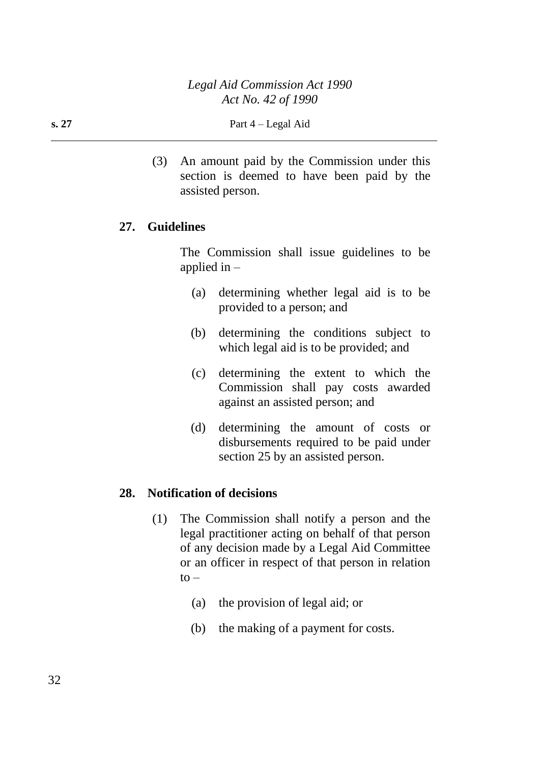(3) An amount paid by the Commission under this section is deemed to have been paid by the assisted person.

## 27. Guidelines

The Commission shall issue guidelines to be applied in –

(a) determining whether legal aid is to be provided to a person; and

(b) determining the conditions subject to which legal aid is to be provided; and

(c) determining the extent to which the Commission shall pay costs awarded against an assisted person; and

(d) determining the amount of costs or disbursements required to be paid under section 25 by an assisted person.

## 28. Notification of decisions

(1) The Commission shall notify a person and the legal practitioner acting on behalf of that person of any decision made by a Legal Aid Committee or an officer in respect of that person in relation to –

(a) the provision of legal aid; or

(b) the making of a payment for costs.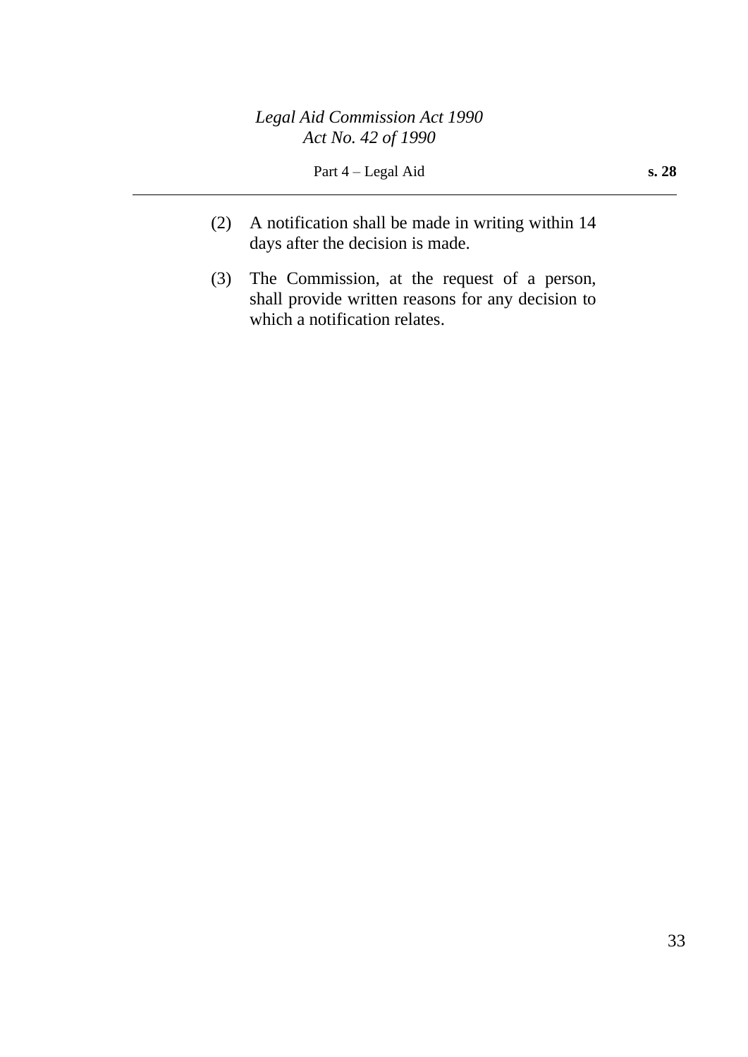(2) A notification shall be made in writing within 14 days after the decision is made.

(3) The Commission, at the request of a person, shall provide written reasons for any decision to which a notification relates.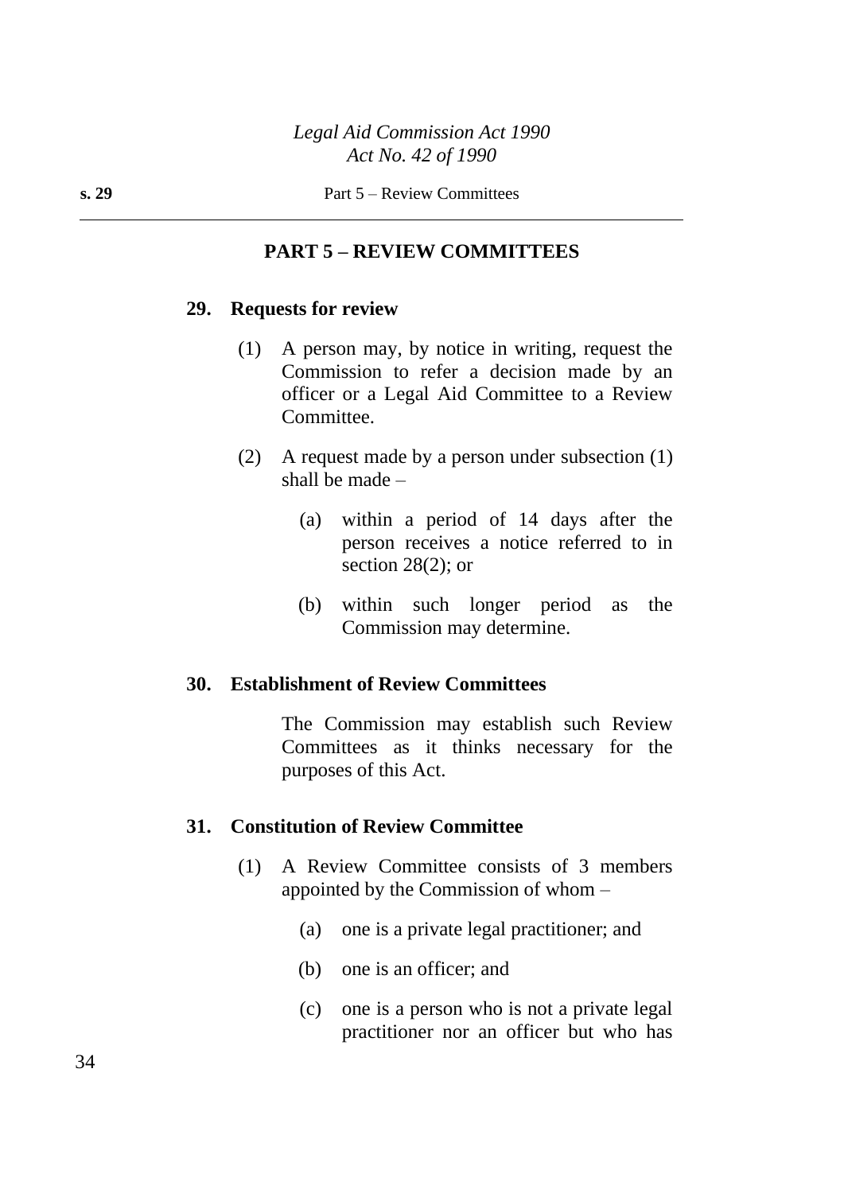## PART 5 – REVIEW COMMITTEES

### 29. Requests for review

(1) A person may, by notice in writing, request the Commission to refer a decision made by an officer or a Legal Aid Committee to a Review Committee.

(2) A request made by a person under subsection (1) shall be made –

(a) within a period of 14 days after the person receives a notice referred to in section 28(2); or

(b) within such longer period as the Commission may determine.

### 30. Establishment of Review Committees

The Commission may establish such Review Committees as it thinks necessary for the purposes of this Act.

### 31. Constitution of Review Committee

(1) A Review Committee consists of 3 members appointed by the Commission of whom –

(a) one is a private legal practitioner; and

(b) one is an officer; and

(c) one is a person who is not a private legal practitioner nor an officer but who has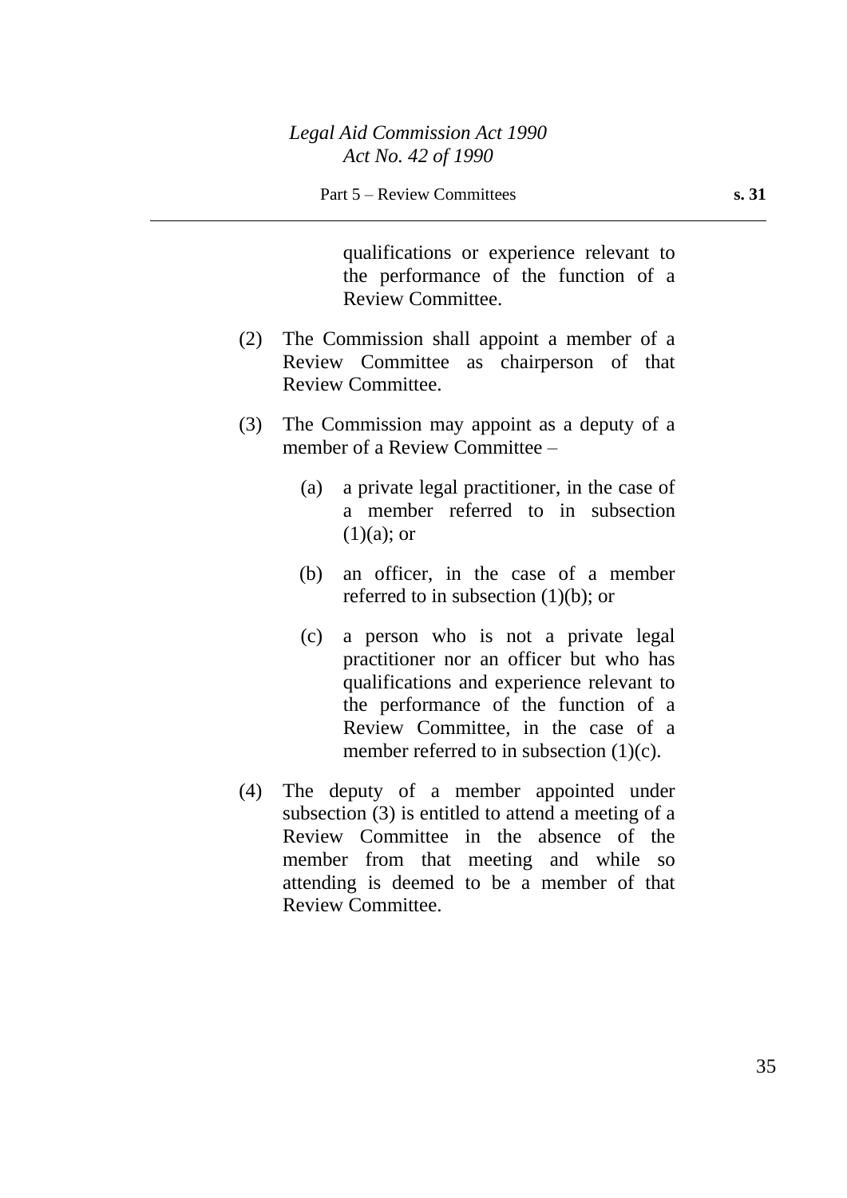qualifications or experience relevant to the performance of the function of a Review Committee.

(2) The Commission shall appoint a member of a Review Committee as chairperson of that Review Committee.

(3) The Commission may appoint as a deputy of a member of a Review Committee –

(a) a private legal practitioner, in the case of a member referred to in subsection (1)(a); or

(b) an officer, in the case of a member referred to in subsection (1)(b); or

(c) a person who is not a private legal practitioner nor an officer but who has qualifications and experience relevant to the performance of the function of a Review Committee, in the case of a member referred to in subsection (1)(c).

(4) The deputy of a member appointed under subsection (3) is entitled to attend a meeting of a Review Committee in the absence of the member from that meeting and while so attending is deemed to be a member of that Review Committee.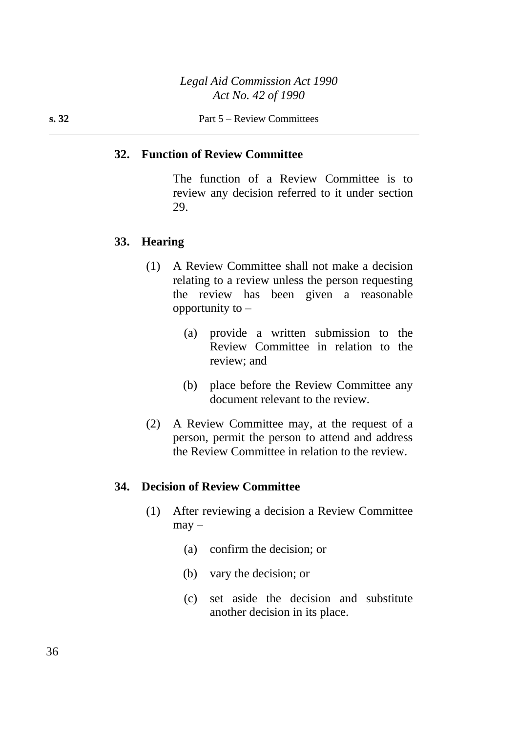## 32. Function of Review Committee

The function of a Review Committee is to review any decision referred to it under section 29.

## 33. Hearing

(1) A Review Committee shall not make a decision relating to a review unless the person requesting the review has been given a reasonable opportunity to –

(a) provide a written submission to the Review Committee in relation to the review; and

(b) place before the Review Committee any document relevant to the review.

(2) A Review Committee may, at the request of a person, permit the person to attend and address the Review Committee in relation to the review.

## 34. Decision of Review Committee

(1) After reviewing a decision a Review Committee may –

(a) confirm the decision; or

(b) vary the decision; or

(c) set aside the decision and substitute another decision in its place.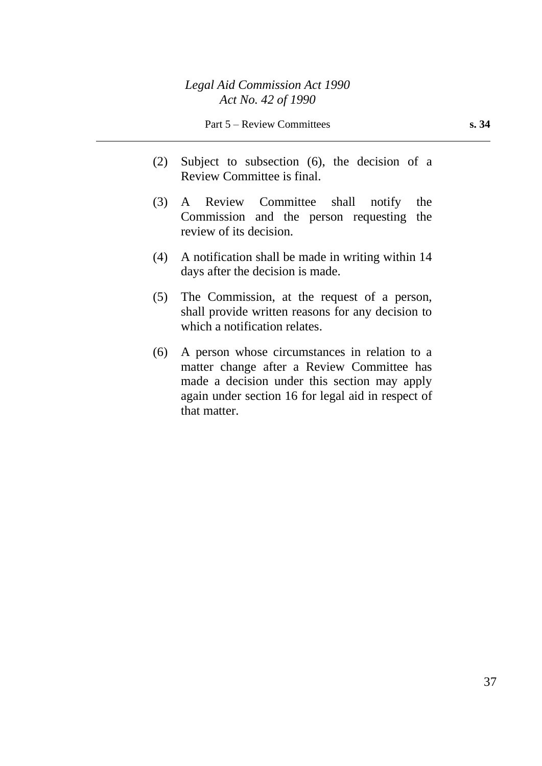(2) Subject to subsection (6), the decision of a Review Committee is final.

(3) A Review Committee shall notify the Commission and the person requesting the review of its decision.

(4) A notification shall be made in writing within 14 days after the decision is made.

(5) The Commission, at the request of a person, shall provide written reasons for any decision to which a notification relates.

(6) A person whose circumstances in relation to a matter change after a Review Committee has made a decision under this section may apply again under section 16 for legal aid in respect of that matter.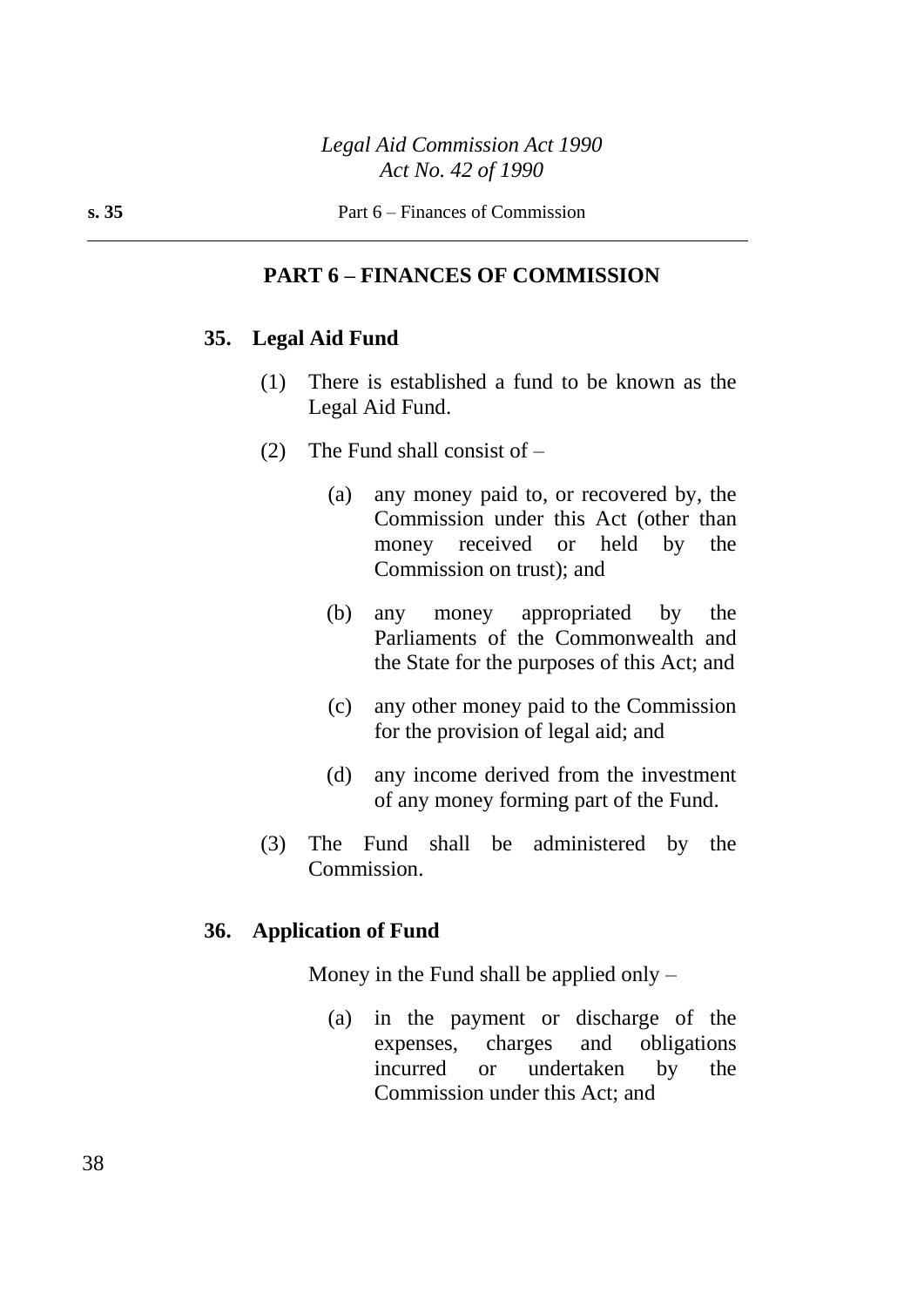## PART 6 – FINANCES OF COMMISSION

### 35. Legal Aid Fund

(1) There is established a fund to be known as the Legal Aid Fund.

(2) The Fund shall consist of –

(a) any money paid to, or recovered by, the Commission under this Act (other than money received or held by the Commission on trust); and

(b) any money appropriated by the Parliaments of the Commonwealth and the State for the purposes of this Act; and

(c) any other money paid to the Commission for the provision of legal aid; and

(d) any income derived from the investment of any money forming part of the Fund.

(3) The Fund shall be administered by the Commission.

### 36. Application of Fund

Money in the Fund shall be applied only –

(a) in the payment or discharge of the expenses, charges and obligations incurred or undertaken by the Commission under this Act; and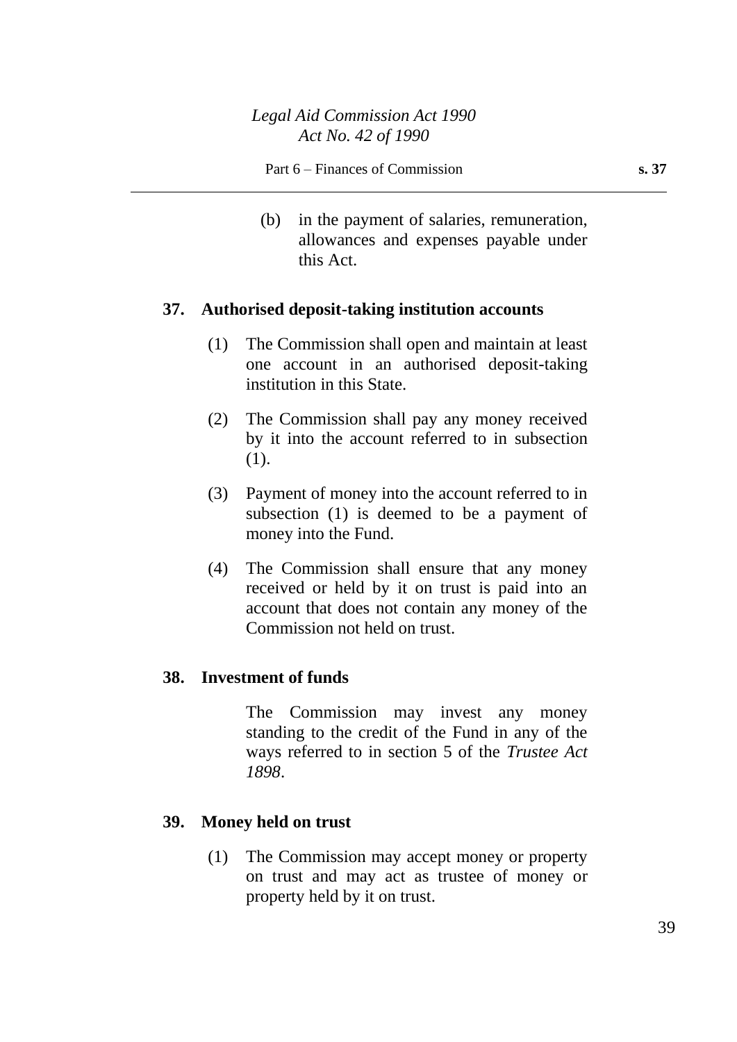(b) in the payment of salaries, remuneration, allowances and expenses payable under this Act.

## 37. Authorised deposit-taking institution accounts

(1) The Commission shall open and maintain at least one account in an authorised deposit-taking institution in this State.

(2) The Commission shall pay any money received by it into the account referred to in subsection (1).

(3) Payment of money into the account referred to in subsection (1) is deemed to be a payment of money into the Fund.

(4) The Commission shall ensure that any money received or held by it on trust is paid into an account that does not contain any money of the Commission not held on trust.

## 38. Investment of funds

The Commission may invest any money standing to the credit of the Fund in any of the ways referred to in section 5 of the *Trustee Act 1898*.

## 39. Money held on trust

(1) The Commission may accept money or property on trust and may act as trustee of money or property held by it on trust.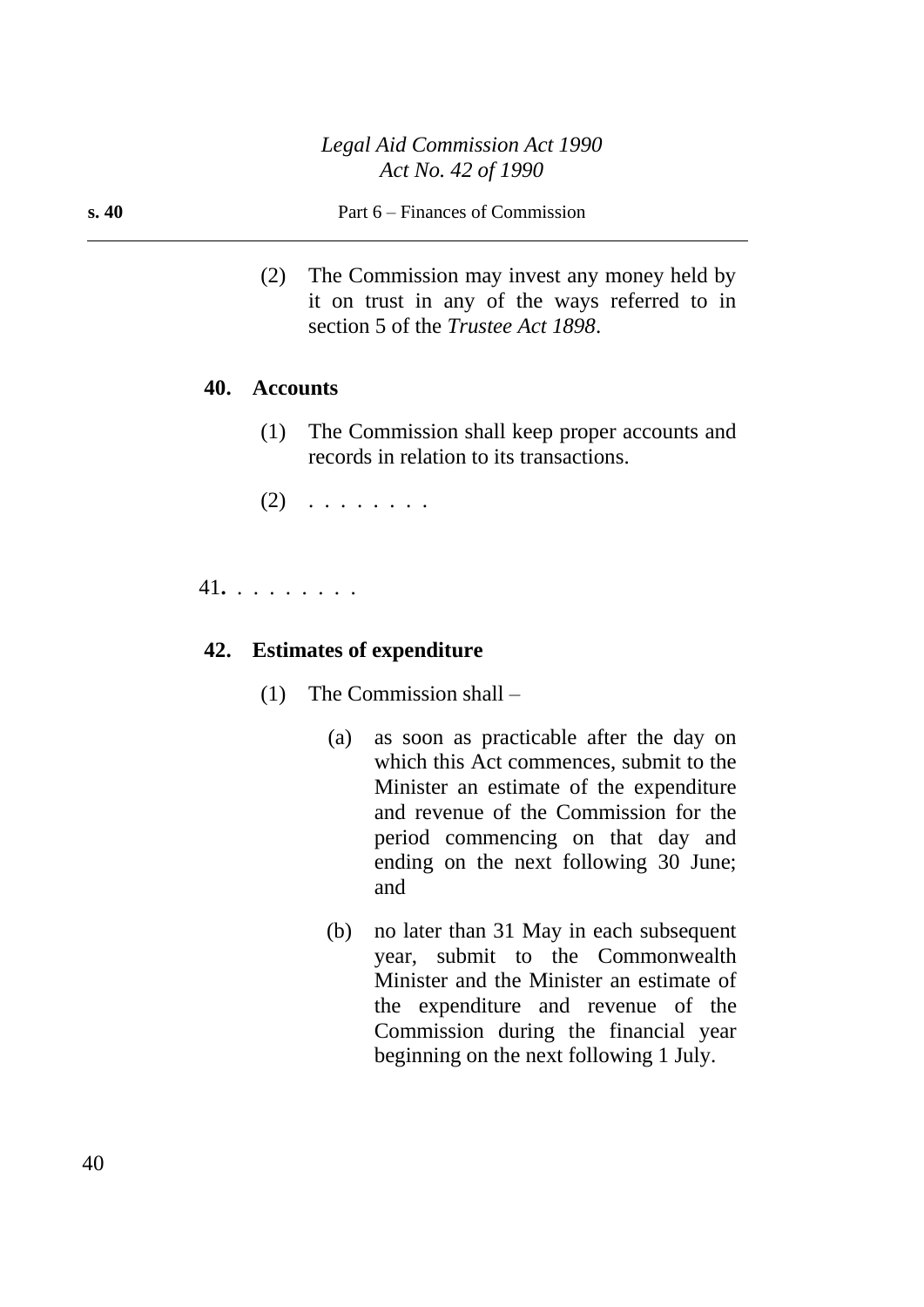(2) The Commission may invest any money held by it on trust in any of the ways referred to in section 5 of the *Trustee Act 1898*.

## 40. Accounts

(1) The Commission shall keep proper accounts and records in relation to its transactions.

(2) . . . . . . . .

41. . . . . . . . .

## 42. Estimates of expenditure

(1) The Commission shall –

(a) as soon as practicable after the day on which this Act commences, submit to the Minister an estimate of the expenditure and revenue of the Commission for the period commencing on that day and ending on the next following 30 June; and

(b) no later than 31 May in each subsequent year, submit to the Commonwealth Minister and the Minister an estimate of the expenditure and revenue of the Commission during the financial year beginning on the next following 1 July.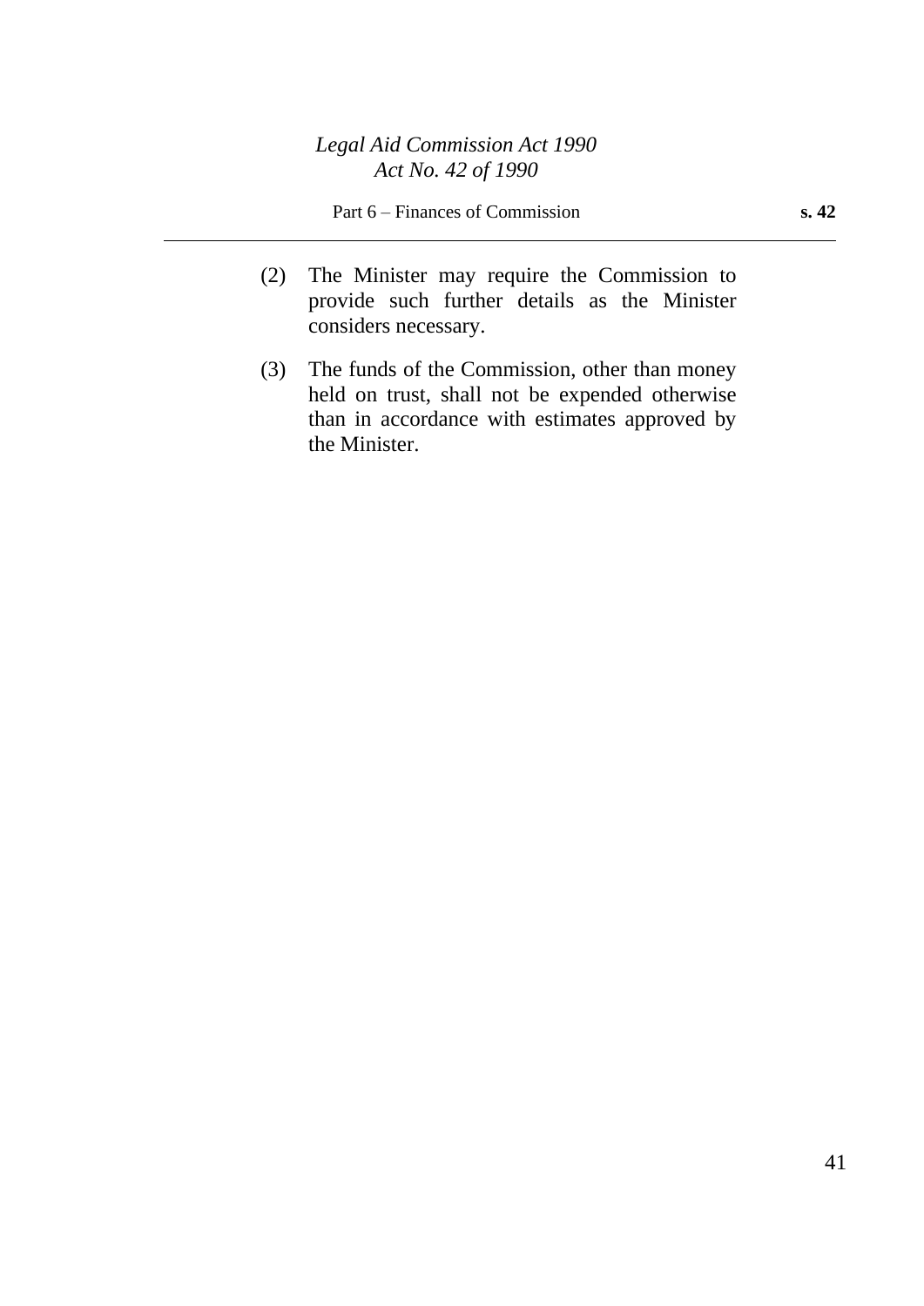(2) The Minister may require the Commission to provide such further details as the Minister considers necessary.

(3) The funds of the Commission, other than money held on trust, shall not be expended otherwise than in accordance with estimates approved by the Minister.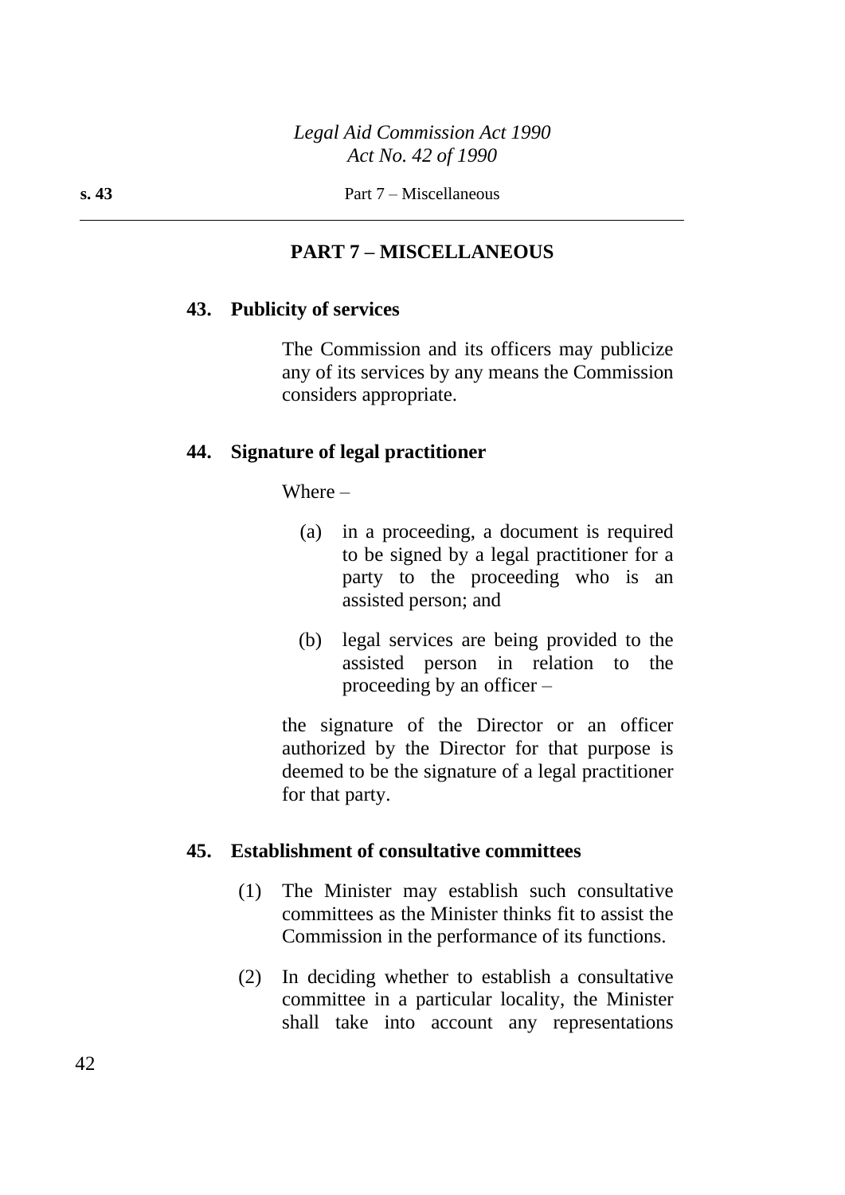## PART 7 – MISCELLANEOUS

### 43. Publicity of services

The Commission and its officers may publicize any of its services by any means the Commission considers appropriate.

### 44. Signature of legal practitioner

Where –

(a) in a proceeding, a document is required to be signed by a legal practitioner for a party to the proceeding who is an assisted person; and

(b) legal services are being provided to the assisted person in relation to the proceeding by an officer –

the signature of the Director or an officer authorized by the Director for that purpose is deemed to be the signature of a legal practitioner for that party.

### 45. Establishment of consultative committees

(1) The Minister may establish such consultative committees as the Minister thinks fit to assist the Commission in the performance of its functions.

(2) In deciding whether to establish a consultative committee in a particular locality, the Minister shall take into account any representations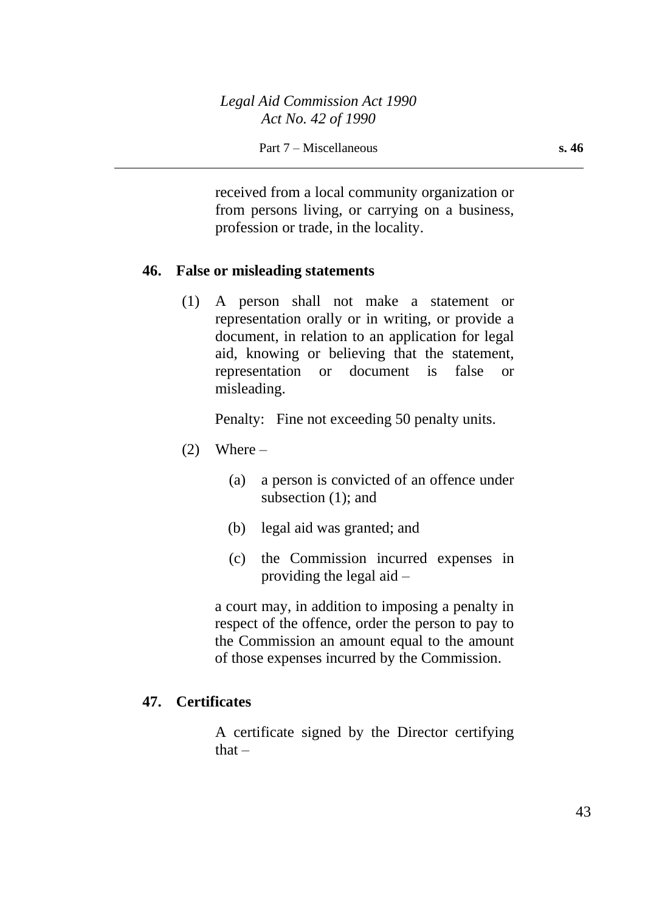received from a local community organization or from persons living, or carrying on a business, profession or trade, in the locality.

## 46. False or misleading statements

(1) A person shall not make a statement or representation orally or in writing, or provide a document, in relation to an application for legal aid, knowing or believing that the statement, representation or document is false or misleading.

Penalty: Fine not exceeding 50 penalty units.

(2) Where –

(a) a person is convicted of an offence under subsection (1); and

(b) legal aid was granted; and

(c) the Commission incurred expenses in providing the legal aid –

a court may, in addition to imposing a penalty in respect of the offence, order the person to pay to the Commission an amount equal to the amount of those expenses incurred by the Commission.

## 47. Certificates

A certificate signed by the Director certifying that –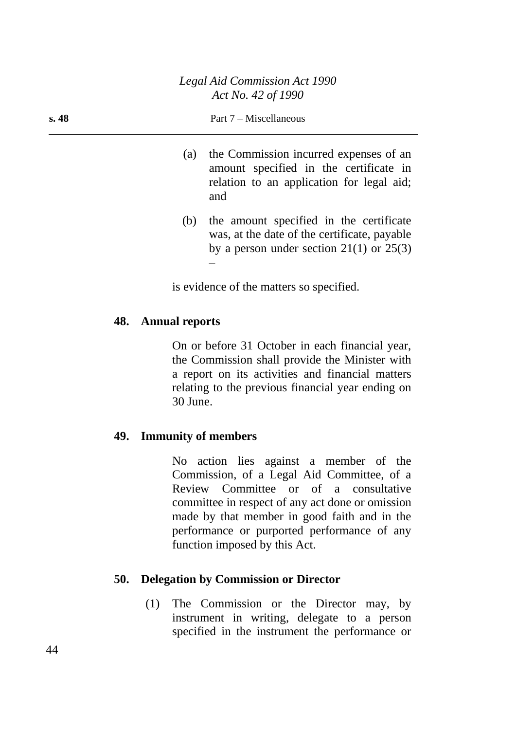(a) the Commission incurred expenses of an amount specified in the certificate in relation to an application for legal aid; and

(b) the amount specified in the certificate was, at the date of the certificate, payable by a person under section 21(1) or 25(3) –

is evidence of the matters so specified.

## 48. Annual reports

On or before 31 October in each financial year, the Commission shall provide the Minister with a report on its activities and financial matters relating to the previous financial year ending on 30 June.

## 49. Immunity of members

No action lies against a member of the Commission, of a Legal Aid Committee, of a Review Committee or of a consultative committee in respect of any act done or omission made by that member in good faith and in the performance or purported performance of any function imposed by this Act.

## 50. Delegation by Commission or Director

(1) The Commission or the Director may, by instrument in writing, delegate to a person specified in the instrument the performance or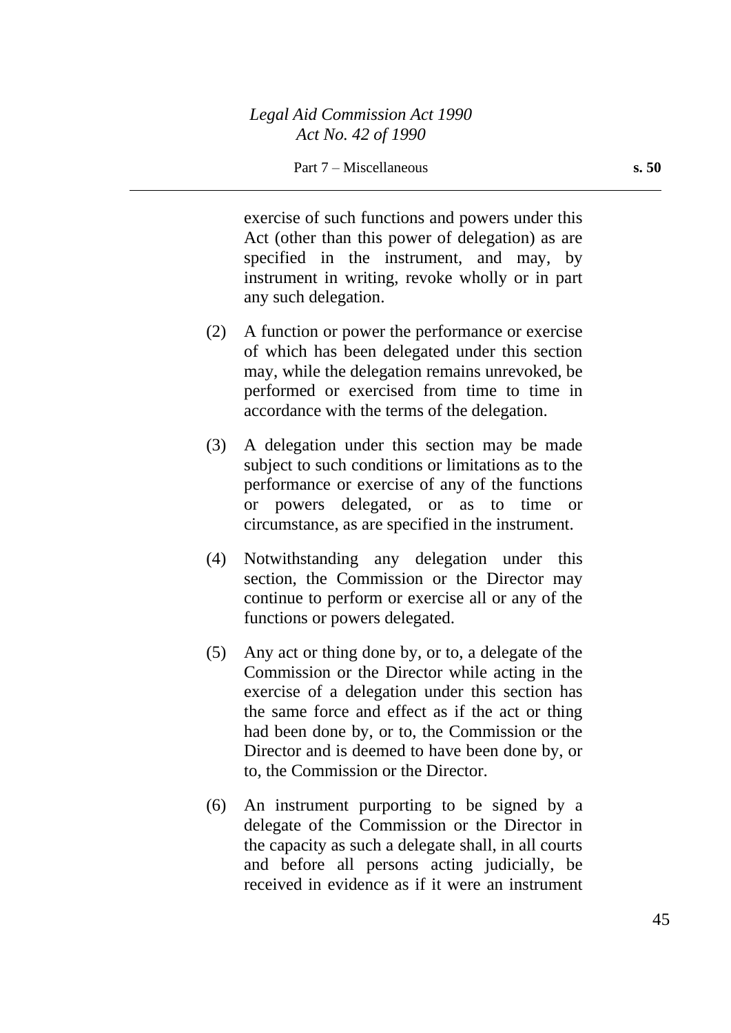exercise of such functions and powers under this Act (other than this power of delegation) as are specified in the instrument, and may, by instrument in writing, revoke wholly or in part any such delegation.

(2) A function or power the performance or exercise of which has been delegated under this section may, while the delegation remains unrevoked, be performed or exercised from time to time in accordance with the terms of the delegation.

(3) A delegation under this section may be made subject to such conditions or limitations as to the performance or exercise of any of the functions or powers delegated, or as to time or circumstance, as are specified in the instrument.

(4) Notwithstanding any delegation under this section, the Commission or the Director may continue to perform or exercise all or any of the functions or powers delegated.

(5) Any act or thing done by, or to, a delegate of the Commission or the Director while acting in the exercise of a delegation under this section has the same force and effect as if the act or thing had been done by, or to, the Commission or the Director and is deemed to have been done by, or to, the Commission or the Director.

(6) An instrument purporting to be signed by a delegate of the Commission or the Director in the capacity as such a delegate shall, in all courts and before all persons acting judicially, be received in evidence as if it were an instrument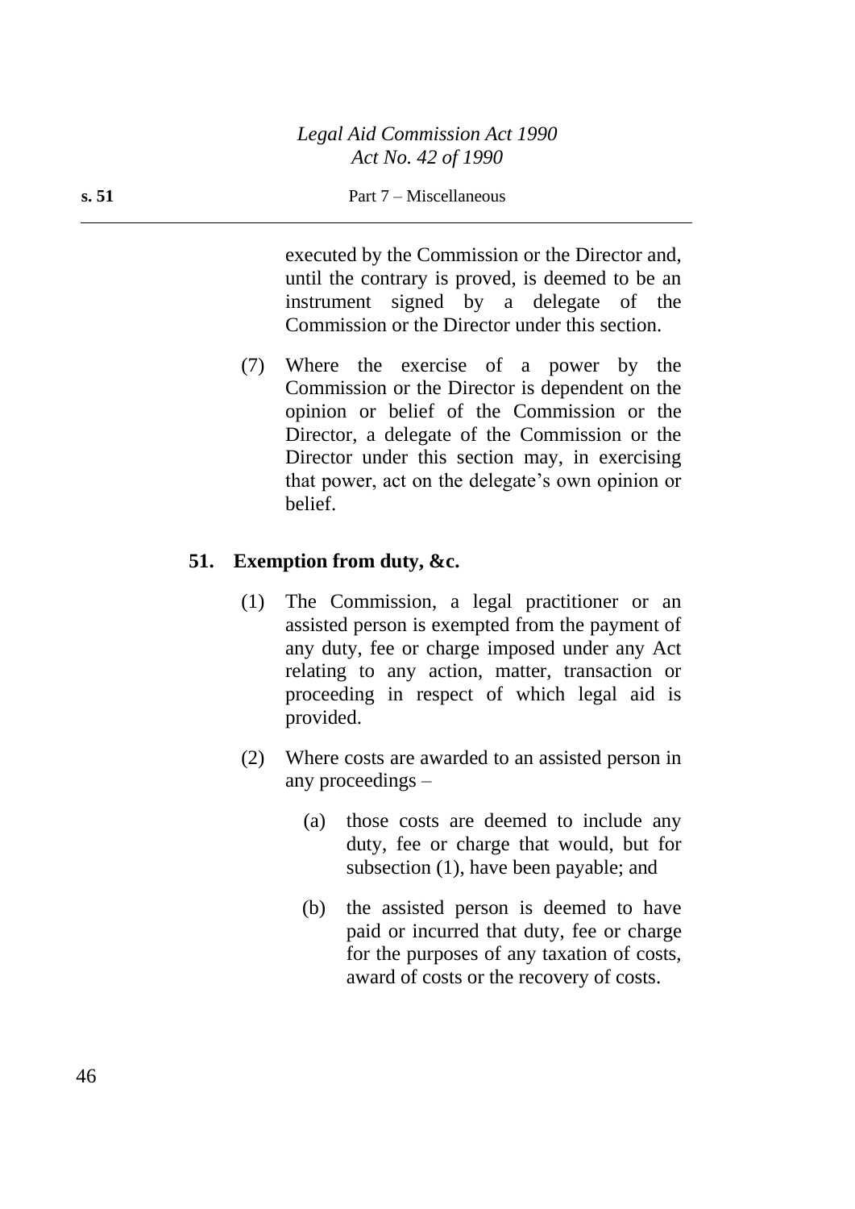executed by the Commission or the Director and, until the contrary is proved, is deemed to be an instrument signed by a delegate of the Commission or the Director under this section.

(7) Where the exercise of a power by the Commission or the Director is dependent on the opinion or belief of the Commission or the Director, a delegate of the Commission or the Director under this section may, in exercising that power, act on the delegate's own opinion or belief.

### 51. Exemption from duty, &c.

(1) The Commission, a legal practitioner or an assisted person is exempted from the payment of any duty, fee or charge imposed under any Act relating to any action, matter, transaction or proceeding in respect of which legal aid is provided.

(2) Where costs are awarded to an assisted person in any proceedings –

(a) those costs are deemed to include any duty, fee or charge that would, but for subsection (1), have been payable; and

(b) the assisted person is deemed to have paid or incurred that duty, fee or charge for the purposes of any taxation of costs, award of costs or the recovery of costs.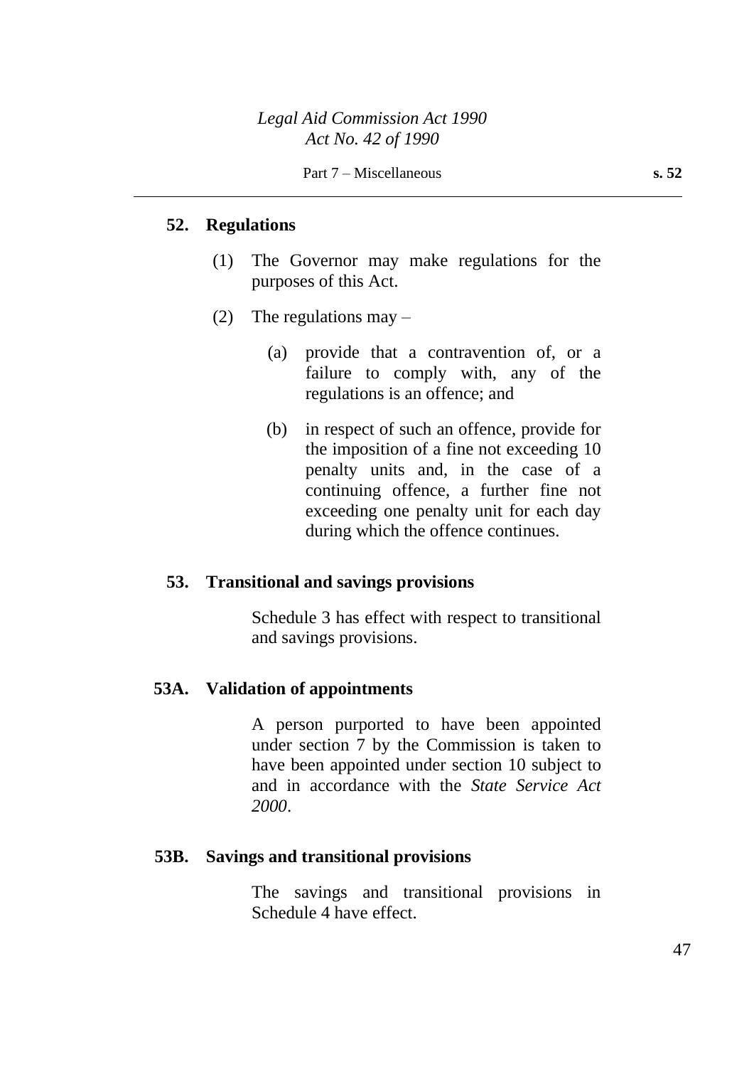## 52. Regulations

(1) The Governor may make regulations for the purposes of this Act.

(2) The regulations may –

(a) provide that a contravention of, or a failure to comply with, any of the regulations is an offence; and

(b) in respect of such an offence, provide for the imposition of a fine not exceeding 10 penalty units and, in the case of a continuing offence, a further fine not exceeding one penalty unit for each day during which the offence continues.

## 53. Transitional and savings provisions

Schedule 3 has effect with respect to transitional and savings provisions.

## 53A. Validation of appointments

A person purported to have been appointed under section 7 by the Commission is taken to have been appointed under section 10 subject to and in accordance with the *State Service Act 2000*.

## 53B. Savings and transitional provisions

The savings and transitional provisions in Schedule 4 have effect.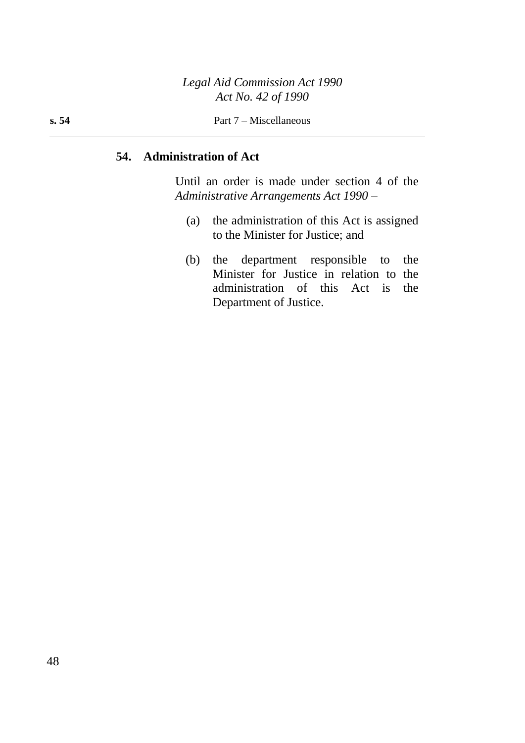## 54. Administration of Act

Until an order is made under section 4 of the *Administrative Arrangements Act 1990* –

(a) the administration of this Act is assigned to the Minister for Justice; and

(b) the department responsible to the Minister for Justice in relation to the administration of this Act is the Department of Justice.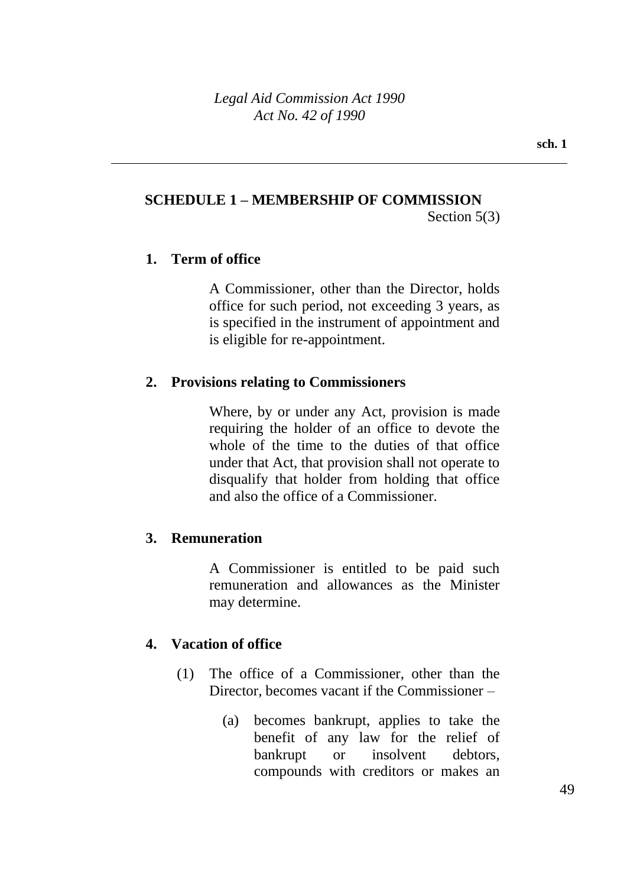## SCHEDULE 1 – MEMBERSHIP OF COMMISSION

Section 5(3)

### 1. Term of office

A Commissioner, other than the Director, holds office for such period, not exceeding 3 years, as is specified in the instrument of appointment and is eligible for re-appointment.

### 2. Provisions relating to Commissioners

Where, by or under any Act, provision is made requiring the holder of an office to devote the whole of the time to the duties of that office under that Act, that provision shall not operate to disqualify that holder from holding that office and also the office of a Commissioner.

### 3. Remuneration

A Commissioner is entitled to be paid such remuneration and allowances as the Minister may determine.

### 4. Vacation of office

(1) The office of a Commissioner, other than the Director, becomes vacant if the Commissioner –

(a) becomes bankrupt, applies to take the benefit of any law for the relief of bankrupt or insolvent debtors, compounds with creditors or makes an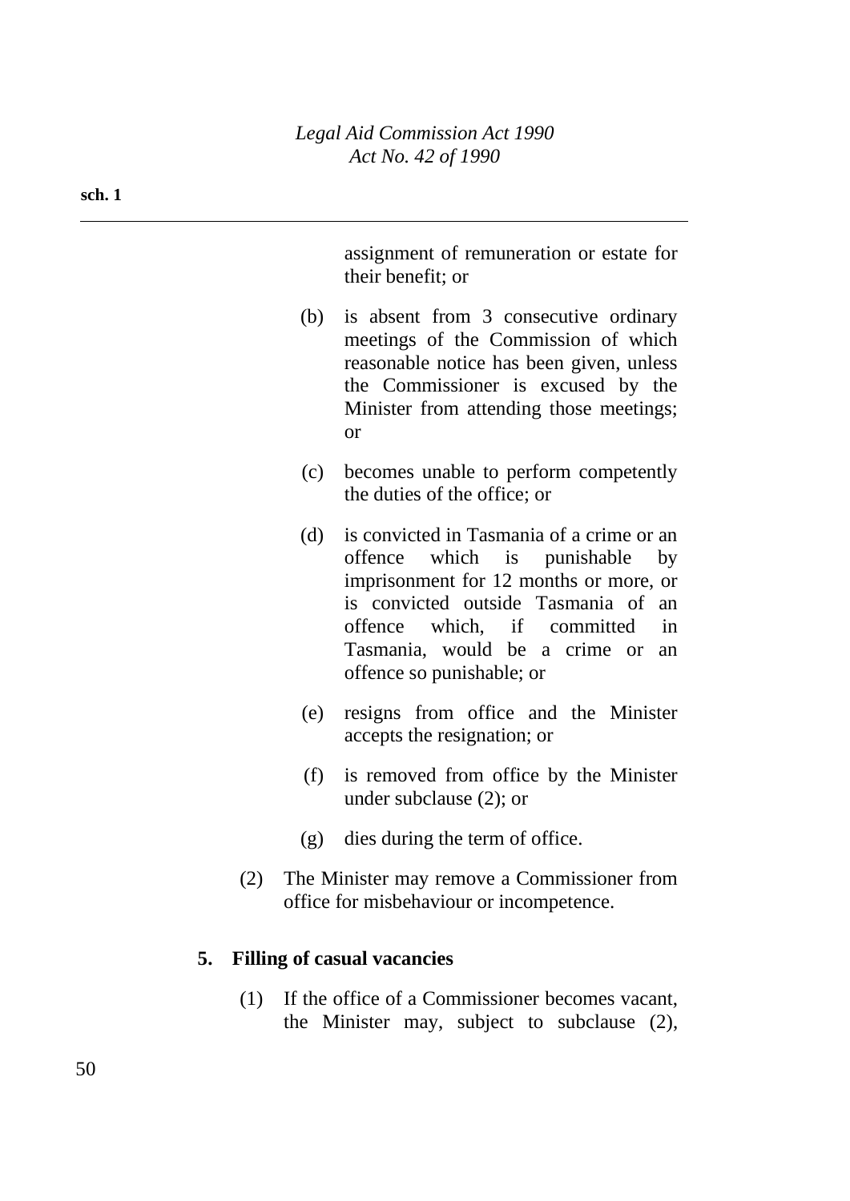assignment of remuneration or estate for their benefit; or

(b) is absent from 3 consecutive ordinary meetings of the Commission of which reasonable notice has been given, unless the Commissioner is excused by the Minister from attending those meetings; or

(c) becomes unable to perform competently the duties of the office; or

(d) is convicted in Tasmania of a crime or an offence which is punishable by imprisonment for 12 months or more, or is convicted outside Tasmania of an offence which, if committed in Tasmania, would be a crime or an offence so punishable; or

(e) resigns from office and the Minister accepts the resignation; or

(f) is removed from office by the Minister under subclause (2); or

(g) dies during the term of office.

(2) The Minister may remove a Commissioner from office for misbehaviour or incompetence.

**5. Filling of casual vacancies**

(1) If the office of a Commissioner becomes vacant, the Minister may, subject to subclause (2),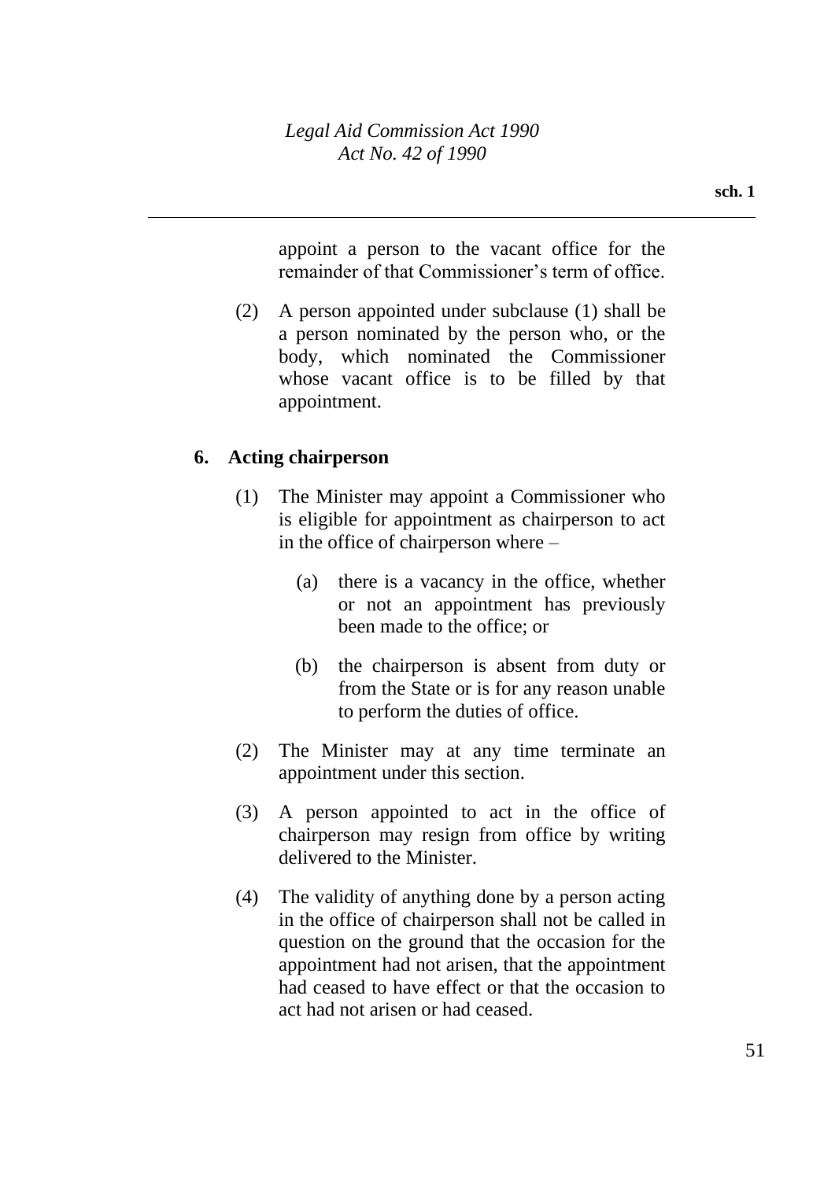appoint a person to the vacant office for the remainder of that Commissioner's term of office.

(2) A person appointed under subclause (1) shall be a person nominated by the person who, or the body, which nominated the Commissioner whose vacant office is to be filled by that appointment.

## 6. Acting chairperson

(1) The Minister may appoint a Commissioner who is eligible for appointment as chairperson to act in the office of chairperson where –

(a) there is a vacancy in the office, whether or not an appointment has previously been made to the office; or

(b) the chairperson is absent from duty or from the State or is for any reason unable to perform the duties of office.

(2) The Minister may at any time terminate an appointment under this section.

(3) A person appointed to act in the office of chairperson may resign from office by writing delivered to the Minister.

(4) The validity of anything done by a person acting in the office of chairperson shall not be called in question on the ground that the occasion for the appointment had not arisen, that the appointment had ceased to have effect or that the occasion to act had not arisen or had ceased.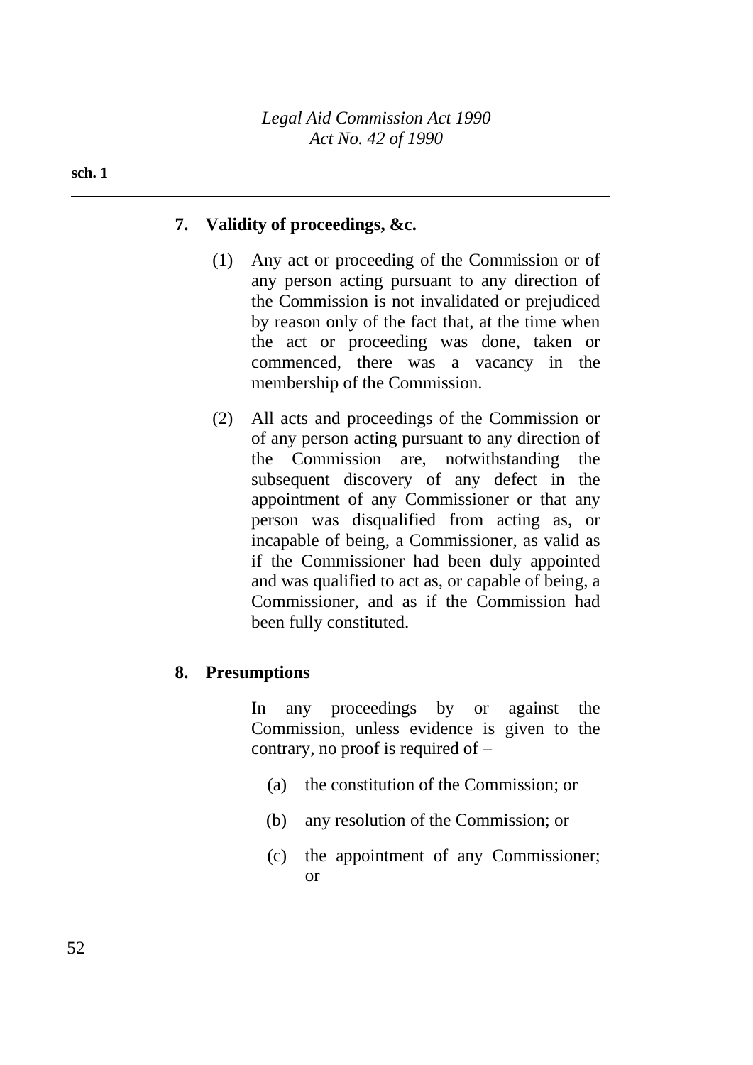**7. Validity of proceedings, &c.**

(1) Any act or proceeding of the Commission or of any person acting pursuant to any direction of the Commission is not invalidated or prejudiced by reason only of the fact that, at the time when the act or proceeding was done, taken or commenced, there was a vacancy in the membership of the Commission.

(2) All acts and proceedings of the Commission or of any person acting pursuant to any direction of the Commission are, notwithstanding the subsequent discovery of any defect in the appointment of any Commissioner or that any person was disqualified from acting as, or incapable of being, a Commissioner, as valid as if the Commissioner had been duly appointed and was qualified to act as, or capable of being, a Commissioner, and as if the Commission had been fully constituted.

**8. Presumptions**

In any proceedings by or against the Commission, unless evidence is given to the contrary, no proof is required of –

(a) the constitution of the Commission; or

(b) any resolution of the Commission; or

(c) the appointment of any Commissioner; or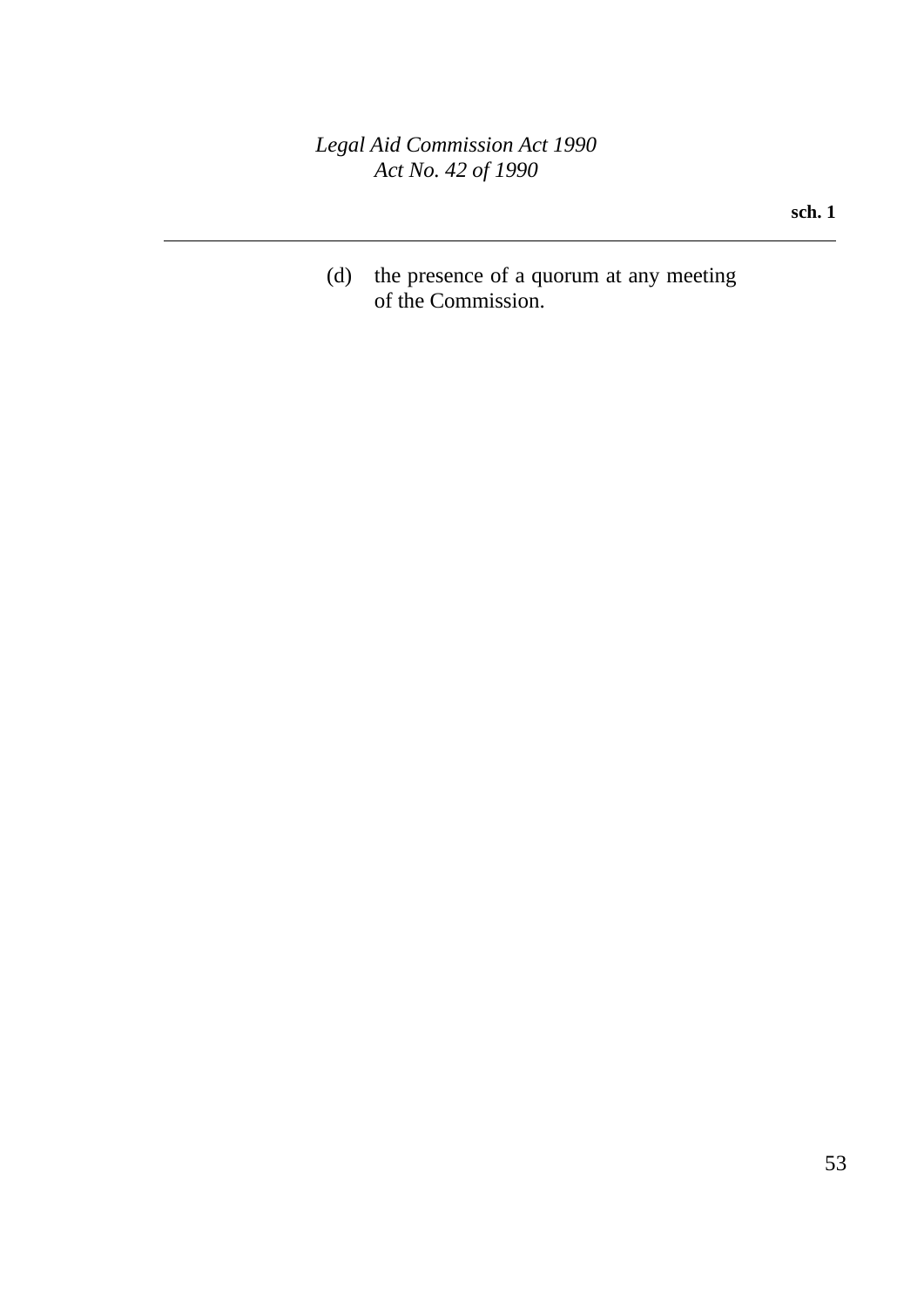(d) the presence of a quorum at any meeting of the Commission.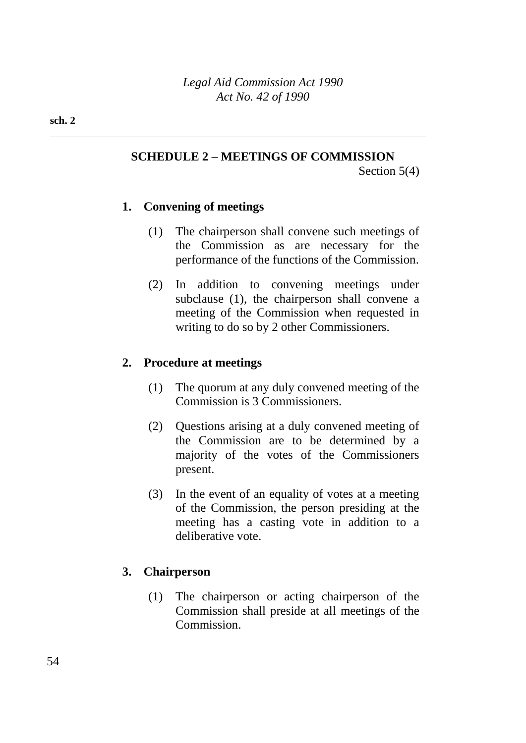## SCHEDULE 2 – MEETINGS OF COMMISSION

Section 5(4)

### 1. Convening of meetings

(1) The chairperson shall convene such meetings of the Commission as are necessary for the performance of the functions of the Commission.

(2) In addition to convening meetings under subclause (1), the chairperson shall convene a meeting of the Commission when requested in writing to do so by 2 other Commissioners.

### 2. Procedure at meetings

(1) The quorum at any duly convened meeting of the Commission is 3 Commissioners.

(2) Questions arising at a duly convened meeting of the Commission are to be determined by a majority of the votes of the Commissioners present.

(3) In the event of an equality of votes at a meeting of the Commission, the person presiding at the meeting has a casting vote in addition to a deliberative vote.

### 3. Chairperson

(1) The chairperson or acting chairperson of the Commission shall preside at all meetings of the Commission.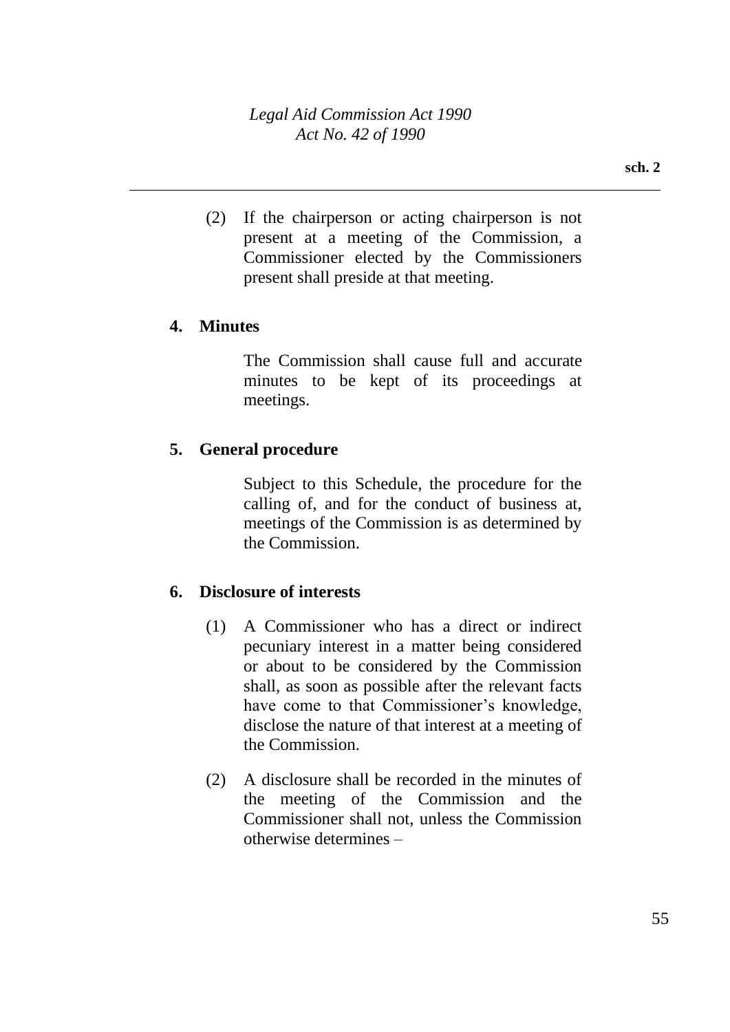(2) If the chairperson or acting chairperson is not present at a meeting of the Commission, a Commissioner elected by the Commissioners present shall preside at that meeting.

**4. Minutes**

The Commission shall cause full and accurate minutes to be kept of its proceedings at meetings.

**5. General procedure**

Subject to this Schedule, the procedure for the calling of, and for the conduct of business at, meetings of the Commission is as determined by the Commission.

**6. Disclosure of interests**

(1) A Commissioner who has a direct or indirect pecuniary interest in a matter being considered or about to be considered by the Commission shall, as soon as possible after the relevant facts have come to that Commissioner's knowledge, disclose the nature of that interest at a meeting of the Commission.

(2) A disclosure shall be recorded in the minutes of the meeting of the Commission and the Commissioner shall not, unless the Commission otherwise determines –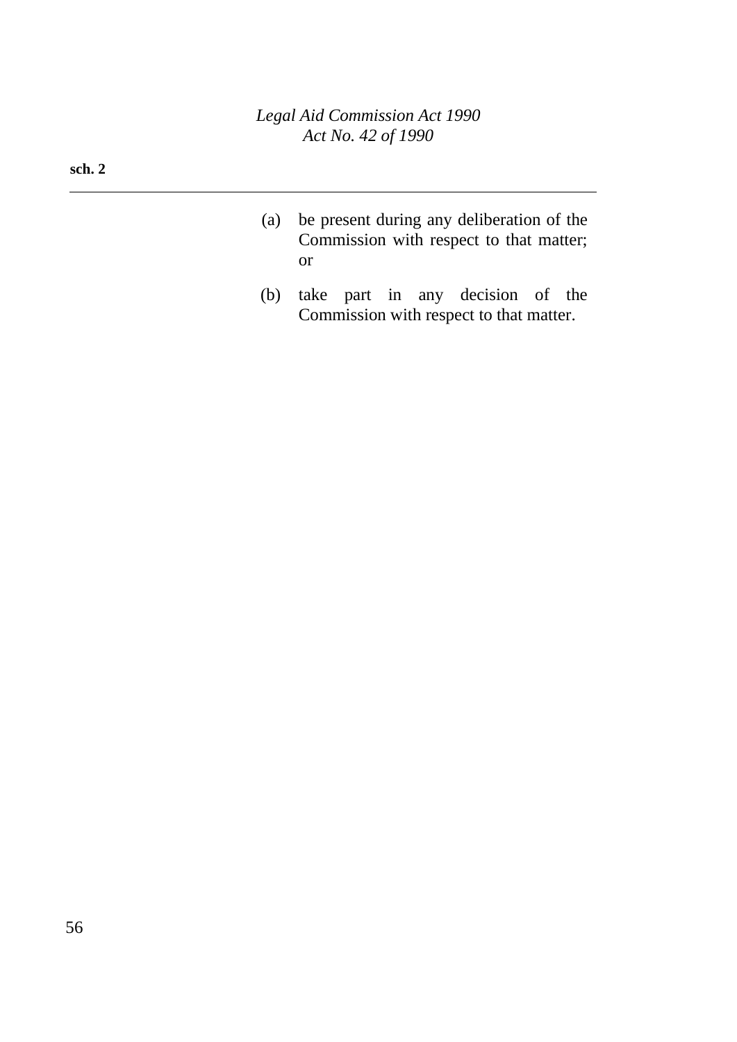(a) be present during any deliberation of the Commission with respect to that matter; or

(b) take part in any decision of the Commission with respect to that matter.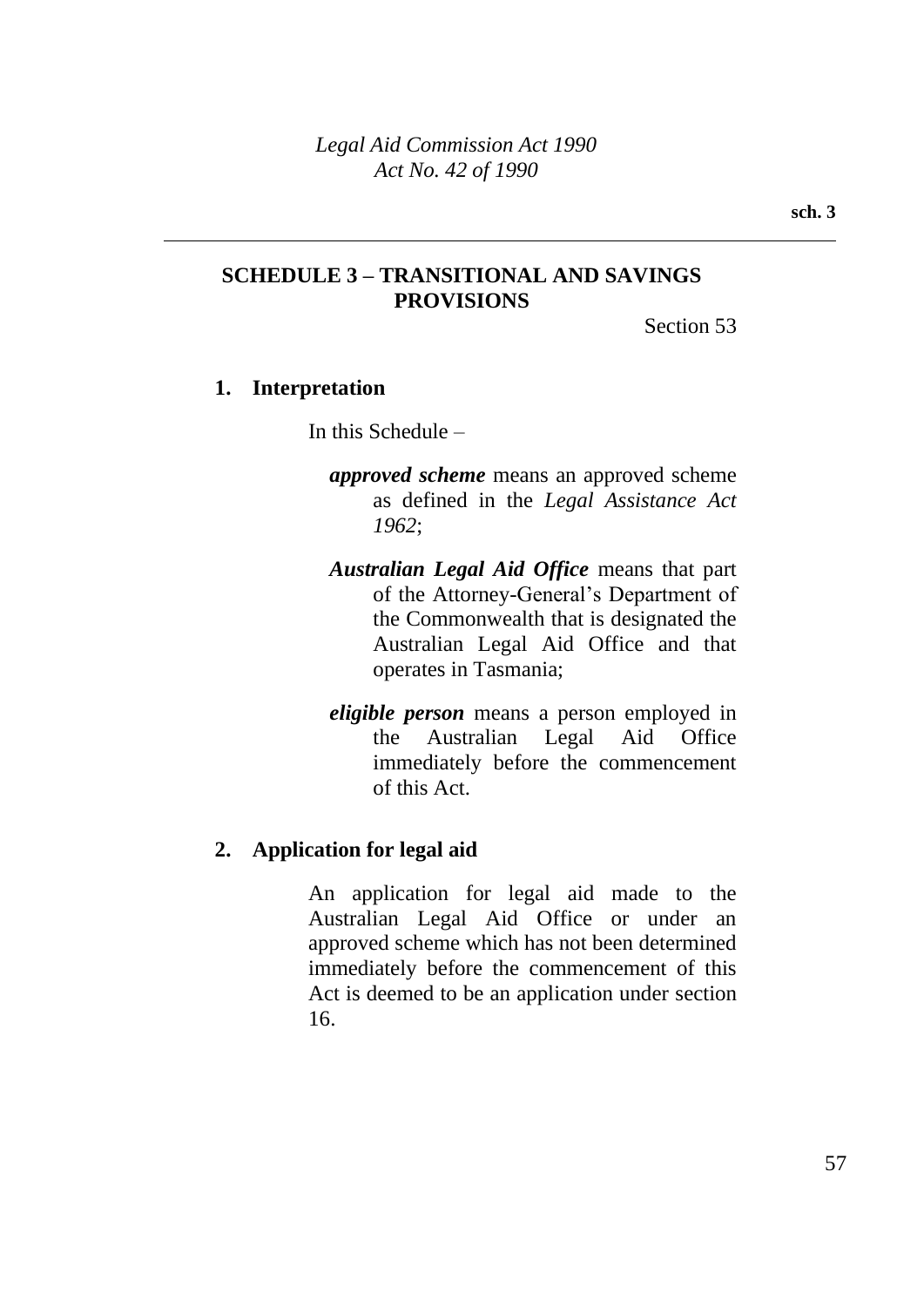## SCHEDULE 3 – TRANSITIONAL AND SAVINGS PROVISIONS

Section 53

### 1. Interpretation

In this Schedule –

***approved scheme*** means an approved scheme as defined in the *Legal Assistance Act 1962*;

***Australian Legal Aid Office*** means that part of the Attorney-General's Department of the Commonwealth that is designated the Australian Legal Aid Office and that operates in Tasmania;

***eligible person*** means a person employed in the Australian Legal Aid Office immediately before the commencement of this Act.

### 2. Application for legal aid

An application for legal aid made to the Australian Legal Aid Office or under an approved scheme which has not been determined immediately before the commencement of this Act is deemed to be an application under section 16.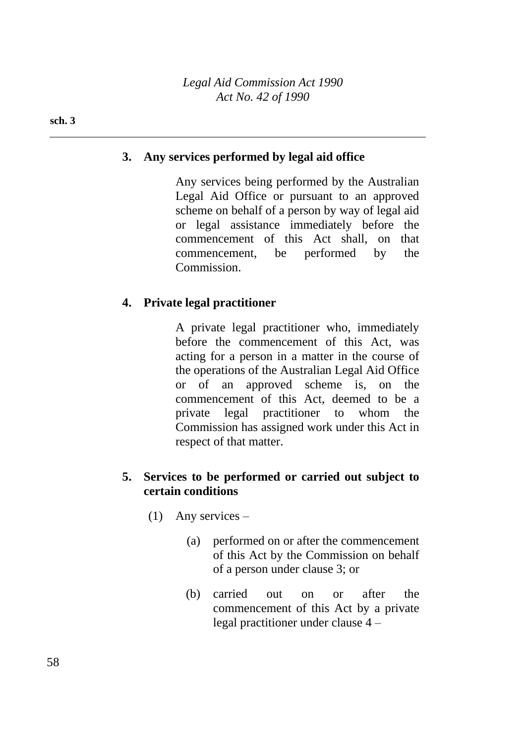### 3. Any services performed by legal aid office

Any services being performed by the Australian Legal Aid Office or pursuant to an approved scheme on behalf of a person by way of legal aid or legal assistance immediately before the commencement of this Act shall, on that commencement, be performed by the Commission.

### 4. Private legal practitioner

A private legal practitioner who, immediately before the commencement of this Act, was acting for a person in a matter in the course of the operations of the Australian Legal Aid Office or of an approved scheme is, on the commencement of this Act, deemed to be a private legal practitioner to whom the Commission has assigned work under this Act in respect of that matter.

### 5. Services to be performed or carried out subject to certain conditions

(1) Any services –

(a) performed on or after the commencement of this Act by the Commission on behalf of a person under clause 3; or

(b) carried out on or after the commencement of this Act by a private legal practitioner under clause 4 –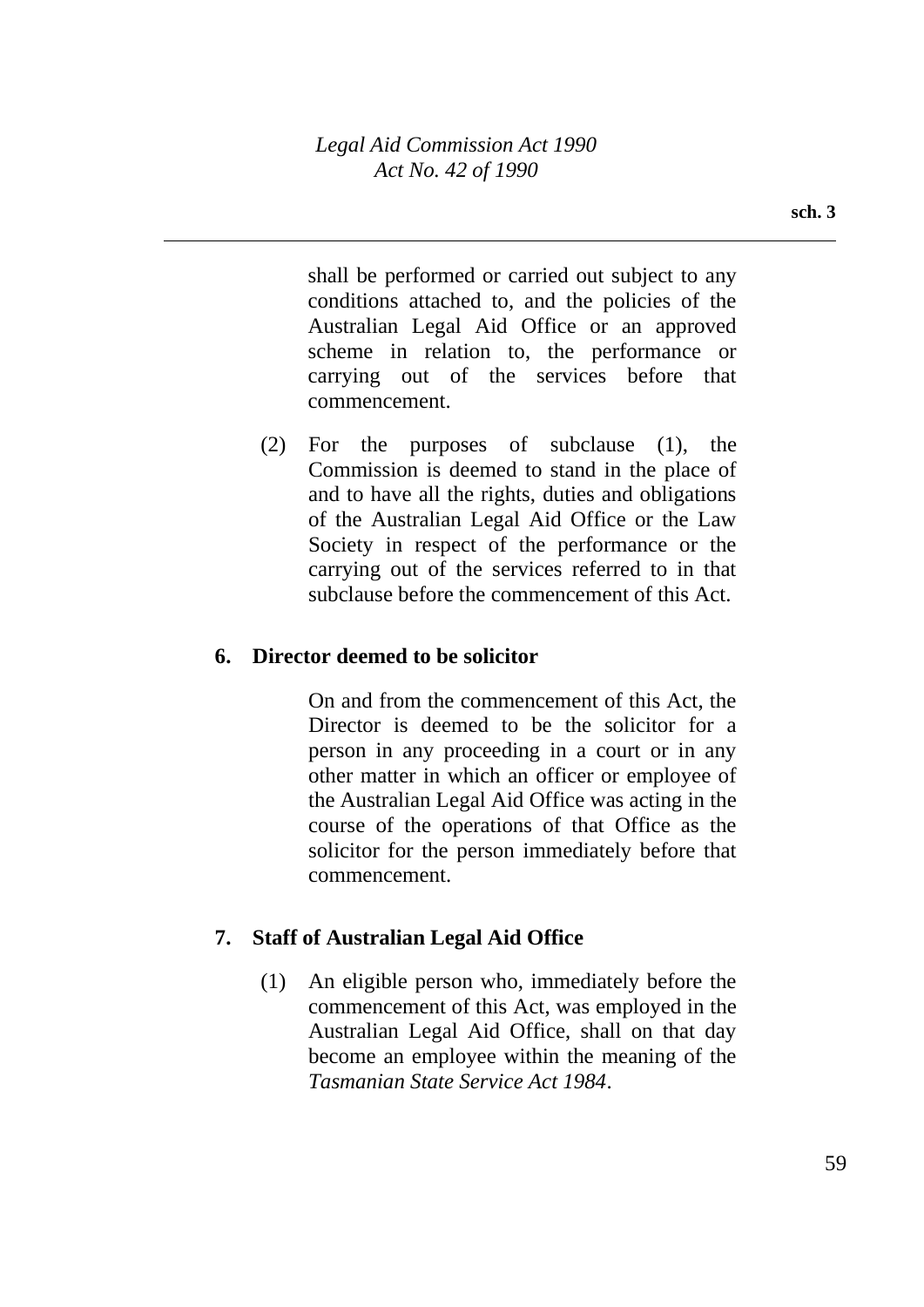shall be performed or carried out subject to any conditions attached to, and the policies of the Australian Legal Aid Office or an approved scheme in relation to, the performance or carrying out of the services before that commencement.

(2) For the purposes of subclause (1), the Commission is deemed to stand in the place of and to have all the rights, duties and obligations of the Australian Legal Aid Office or the Law Society in respect of the performance or the carrying out of the services referred to in that subclause before the commencement of this Act.

**6. Director deemed to be solicitor**

On and from the commencement of this Act, the Director is deemed to be the solicitor for a person in any proceeding in a court or in any other matter in which an officer or employee of the Australian Legal Aid Office was acting in the course of the operations of that Office as the solicitor for the person immediately before that commencement.

**7. Staff of Australian Legal Aid Office**

(1) An eligible person who, immediately before the commencement of this Act, was employed in the Australian Legal Aid Office, shall on that day become an employee within the meaning of the *Tasmanian State Service Act 1984*.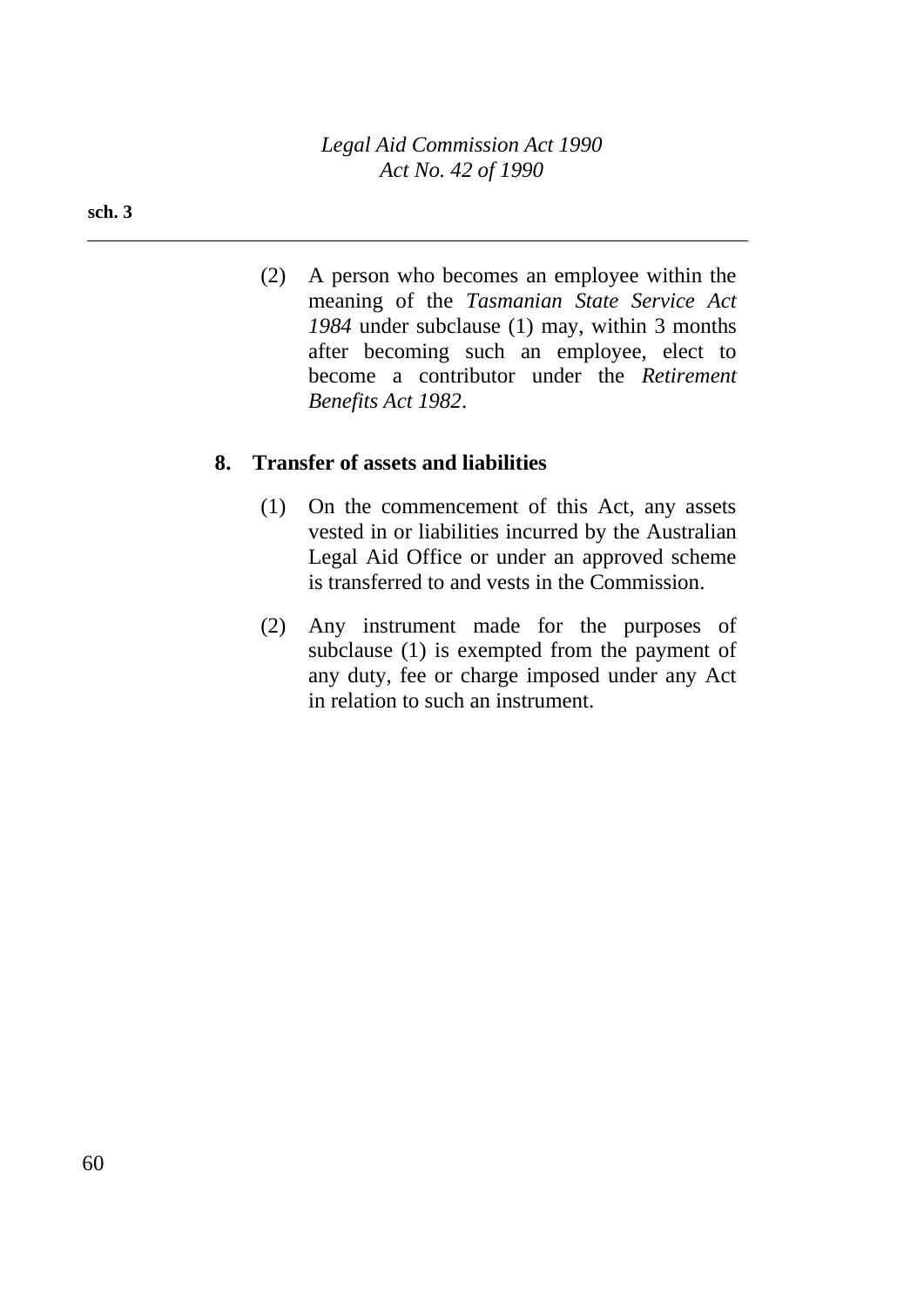(2) A person who becomes an employee within the meaning of the *Tasmanian State Service Act 1984* under subclause (1) may, within 3 months after becoming such an employee, elect to become a contributor under the *Retirement Benefits Act 1982*.

**8. Transfer of assets and liabilities**

(1) On the commencement of this Act, any assets vested in or liabilities incurred by the Australian Legal Aid Office or under an approved scheme is transferred to and vests in the Commission.

(2) Any instrument made for the purposes of subclause (1) is exempted from the payment of any duty, fee or charge imposed under any Act in relation to such an instrument.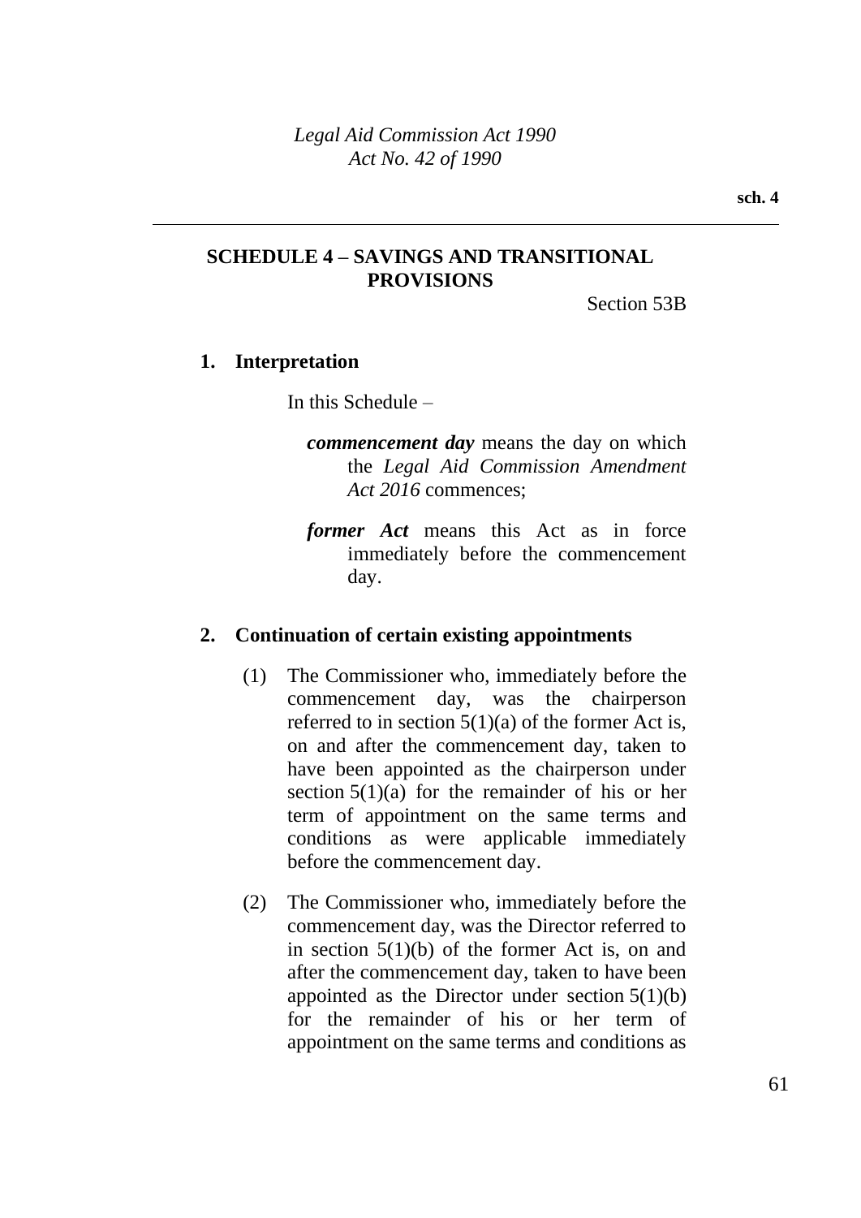## SCHEDULE 4 – SAVINGS AND TRANSITIONAL PROVISIONS

Section 53B

### 1. Interpretation

In this Schedule –

***commencement day*** means the day on which the *Legal Aid Commission Amendment Act 2016* commences;

***former Act*** means this Act as in force immediately before the commencement day.

### 2. Continuation of certain existing appointments

(1) The Commissioner who, immediately before the commencement day, was the chairperson referred to in section 5(1)(a) of the former Act is, on and after the commencement day, taken to have been appointed as the chairperson under section 5(1)(a) for the remainder of his or her term of appointment on the same terms and conditions as were applicable immediately before the commencement day.

(2) The Commissioner who, immediately before the commencement day, was the Director referred to in section 5(1)(b) of the former Act is, on and after the commencement day, taken to have been appointed as the Director under section 5(1)(b) for the remainder of his or her term of appointment on the same terms and conditions as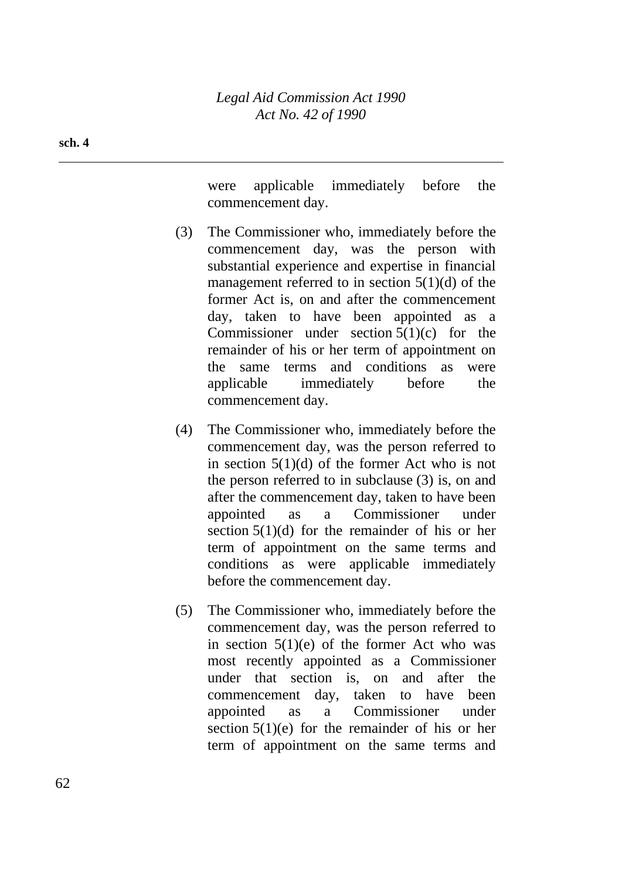were applicable immediately before the commencement day.

(3) The Commissioner who, immediately before the commencement day, was the person with substantial experience and expertise in financial management referred to in section 5(1)(d) of the former Act is, on and after the commencement day, taken to have been appointed as a Commissioner under section 5(1)(c) for the remainder of his or her term of appointment on the same terms and conditions as were applicable immediately before the commencement day.

(4) The Commissioner who, immediately before the commencement day, was the person referred to in section 5(1)(d) of the former Act who is not the person referred to in subclause (3) is, on and after the commencement day, taken to have been appointed as a Commissioner under section 5(1)(d) for the remainder of his or her term of appointment on the same terms and conditions as were applicable immediately before the commencement day.

(5) The Commissioner who, immediately before the commencement day, was the person referred to in section 5(1)(e) of the former Act who was most recently appointed as a Commissioner under that section is, on and after the commencement day, taken to have been appointed as a Commissioner under section 5(1)(e) for the remainder of his or her term of appointment on the same terms and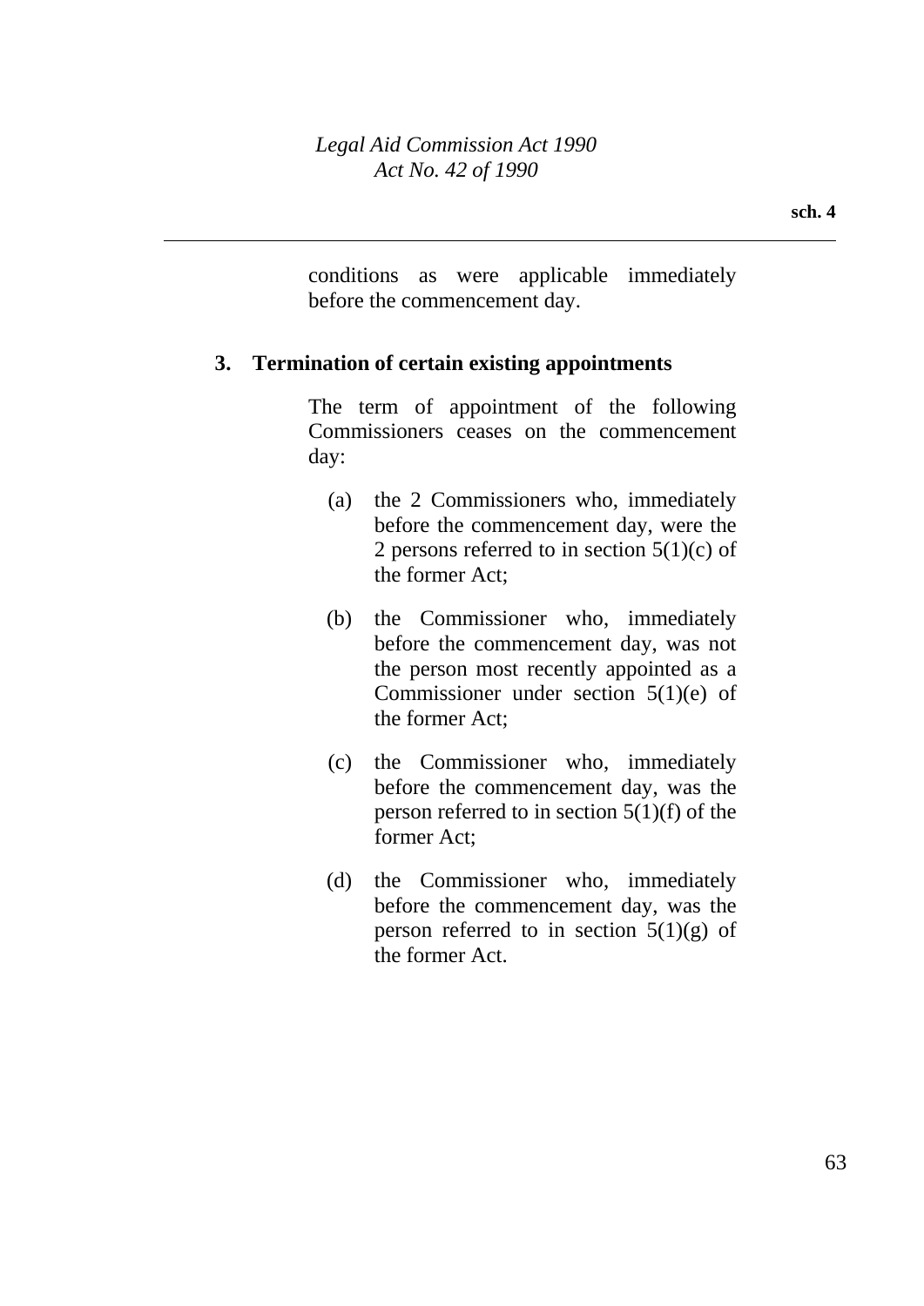conditions as were applicable immediately before the commencement day.

### 3. Termination of certain existing appointments

The term of appointment of the following Commissioners ceases on the commencement day:

(a) the 2 Commissioners who, immediately before the commencement day, were the 2 persons referred to in section 5(1)(c) of the former Act;

(b) the Commissioner who, immediately before the commencement day, was not the person most recently appointed as a Commissioner under section 5(1)(e) of the former Act;

(c) the Commissioner who, immediately before the commencement day, was the person referred to in section 5(1)(f) of the former Act;

(d) the Commissioner who, immediately before the commencement day, was the person referred to in section 5(1)(g) of the former Act.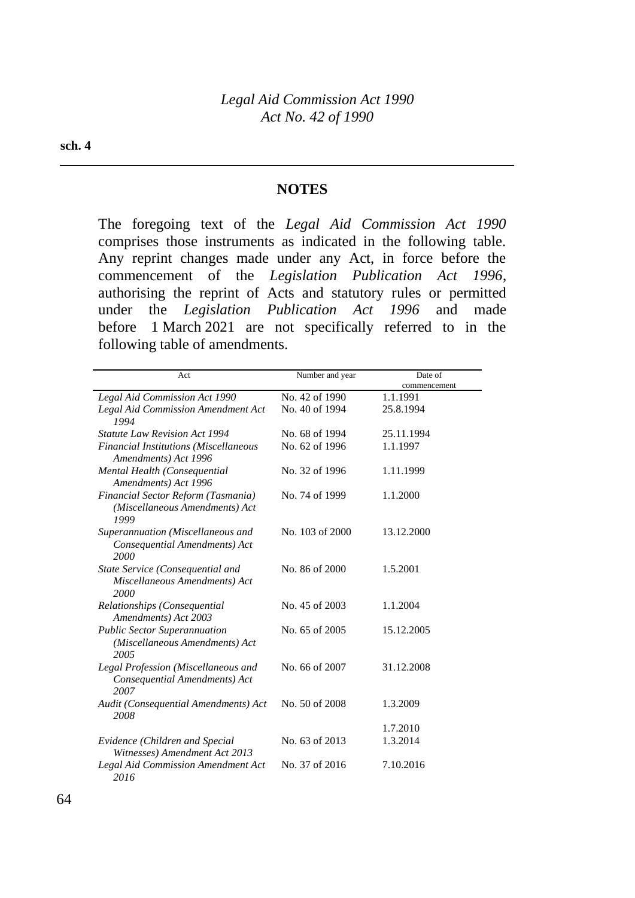## NOTES

The foregoing text of the *Legal Aid Commission Act 1990* comprises those instruments as indicated in the following table. Any reprint changes made under any Act, in force before the commencement of the *Legislation Publication Act 1996*, authorising the reprint of Acts and statutory rules or permitted under the *Legislation Publication Act 1996* and made before 1 March 2021 are not specifically referred to in the following table of amendments.

| Act | Number and year | Date of commencement |
|---|---|---|
| *Legal Aid Commission Act 1990* | No. 42 of 1990 | 1.1.1991 |
| *Legal Aid Commission Amendment Act 1994* | No. 40 of 1994 | 25.8.1994 |
| *Statute Law Revision Act 1994* | No. 68 of 1994 | 25.11.1994 |
| *Financial Institutions (Miscellaneous Amendments) Act 1996* | No. 62 of 1996 | 1.1.1997 |
| *Mental Health (Consequential Amendments) Act 1996* | No. 32 of 1996 | 1.11.1999 |
| *Financial Sector Reform (Tasmania) (Miscellaneous Amendments) Act 1999* | No. 74 of 1999 | 1.1.2000 |
| *Superannuation (Miscellaneous and Consequential Amendments) Act 2000* | No. 103 of 2000 | 13.12.2000 |
| *State Service (Consequential and Miscellaneous Amendments) Act 2000* | No. 86 of 2000 | 1.5.2001 |
| *Relationships (Consequential Amendments) Act 2003* | No. 45 of 2003 | 1.1.2004 |
| *Public Sector Superannuation (Miscellaneous Amendments) Act 2005* | No. 65 of 2005 | 15.12.2005 |
| *Legal Profession (Miscellaneous and Consequential Amendments) Act 2007* | No. 66 of 2007 | 31.12.2008 |
| *Audit (Consequential Amendments) Act 2008* | No. 50 of 2008 | 1.3.2009 |
| | | 1.7.2010 |
| *Evidence (Children and Special Witnesses) Amendment Act 2013* | No. 63 of 2013 | 1.3.2014 |
| *Legal Aid Commission Amendment Act 2016* | No. 37 of 2016 | 7.10.2016 |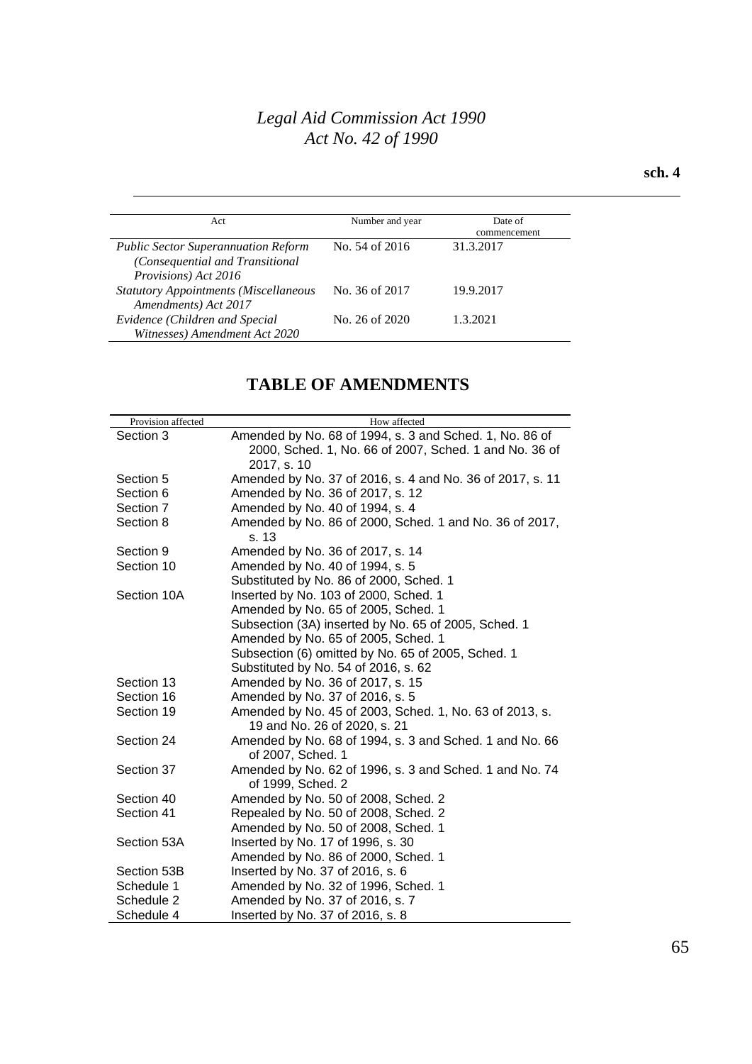| Act | Number and year | Date of commencement |
|---|---|---|
| *Public Sector Superannuation Reform (Consequential and Transitional Provisions) Act 2016* | No. 54 of 2016 | 31.3.2017 |
| *Statutory Appointments (Miscellaneous Amendments) Act 2017* | No. 36 of 2017 | 19.9.2017 |
| *Evidence (Children and Special Witnesses) Amendment Act 2020* | No. 26 of 2020 | 1.3.2021 |

## TABLE OF AMENDMENTS

| Provision affected | How affected |
|---|---|
| Section 3 | Amended by No. 68 of 1994, s. 3 and Sched. 1, No. 86 of 2000, Sched. 1, No. 66 of 2007, Sched. 1 and No. 36 of 2017, s. 10 |
| Section 5 | Amended by No. 37 of 2016, s. 4 and No. 36 of 2017, s. 11 |
| Section 6 | Amended by No. 36 of 2017, s. 12 |
| Section 7 | Amended by No. 40 of 1994, s. 4 |
| Section 8 | Amended by No. 86 of 2000, Sched. 1 and No. 36 of 2017, s. 13 |
| Section 9 | Amended by No. 36 of 2017, s. 14 |
| Section 10 | Amended by No. 40 of 1994, s. 5 |
| | Substituted by No. 86 of 2000, Sched. 1 |
| Section 10A | Inserted by No. 103 of 2000, Sched. 1 |
| | Amended by No. 65 of 2005, Sched. 1 |
| | Subsection (3A) inserted by No. 65 of 2005, Sched. 1 |
| | Amended by No. 65 of 2005, Sched. 1 |
| | Subsection (6) omitted by No. 65 of 2005, Sched. 1 |
| | Substituted by No. 54 of 2016, s. 62 |
| Section 13 | Amended by No. 36 of 2017, s. 15 |
| Section 16 | Amended by No. 37 of 2016, s. 5 |
| Section 19 | Amended by No. 45 of 2003, Sched. 1, No. 63 of 2013, s. 19 and No. 26 of 2020, s. 21 |
| Section 24 | Amended by No. 68 of 1994, s. 3 and Sched. 1 and No. 66 of 2007, Sched. 1 |
| Section 37 | Amended by No. 62 of 1996, s. 3 and Sched. 1 and No. 74 of 1999, Sched. 2 |
| Section 40 | Amended by No. 50 of 2008, Sched. 2 |
| Section 41 | Repealed by No. 50 of 2008, Sched. 2 |
| | Amended by No. 50 of 2008, Sched. 1 |
| Section 53A | Inserted by No. 17 of 1996, s. 30 |
| | Amended by No. 86 of 2000, Sched. 1 |
| Section 53B | Inserted by No. 37 of 2016, s. 6 |
| Schedule 1 | Amended by No. 32 of 1996, Sched. 1 |
| Schedule 2 | Amended by No. 37 of 2016, s. 7 |
| Schedule 4 | Inserted by No. 37 of 2016, s. 8 |